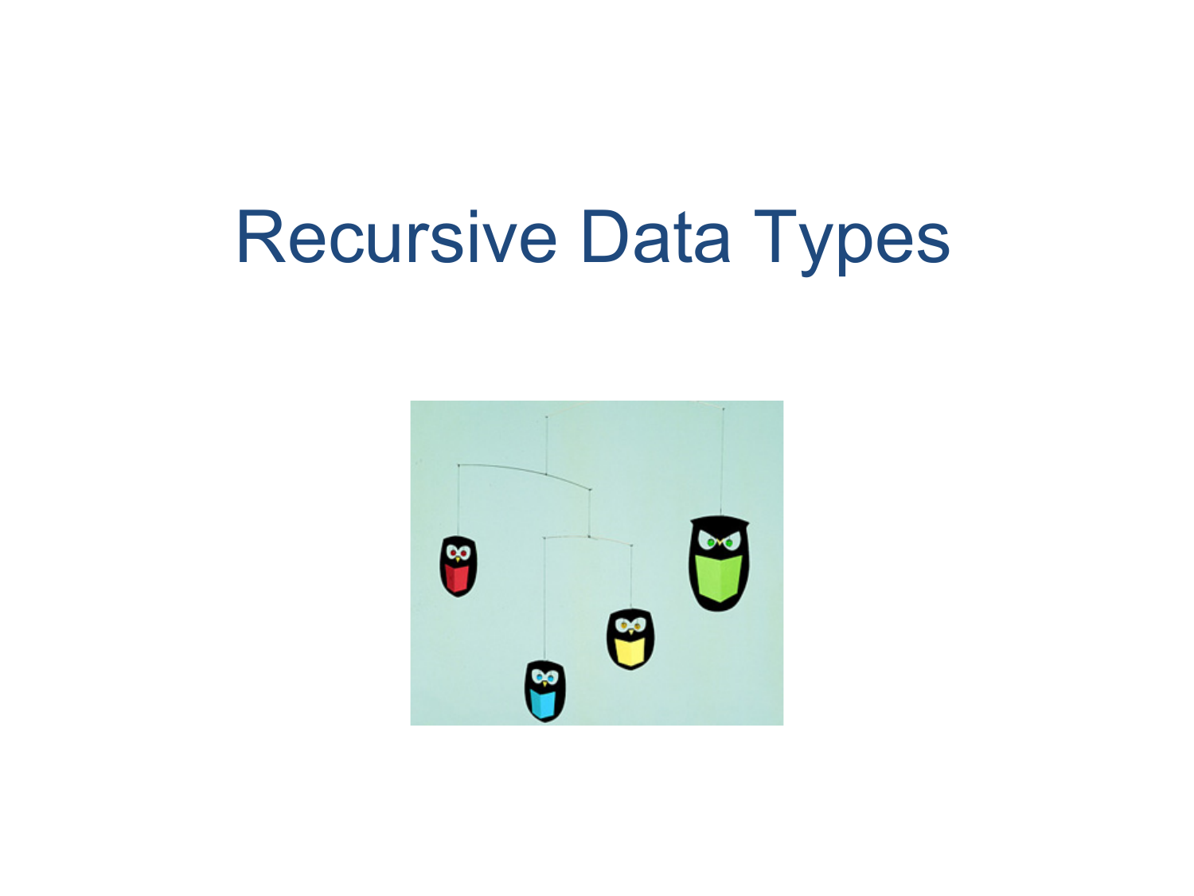# Recursive Data Types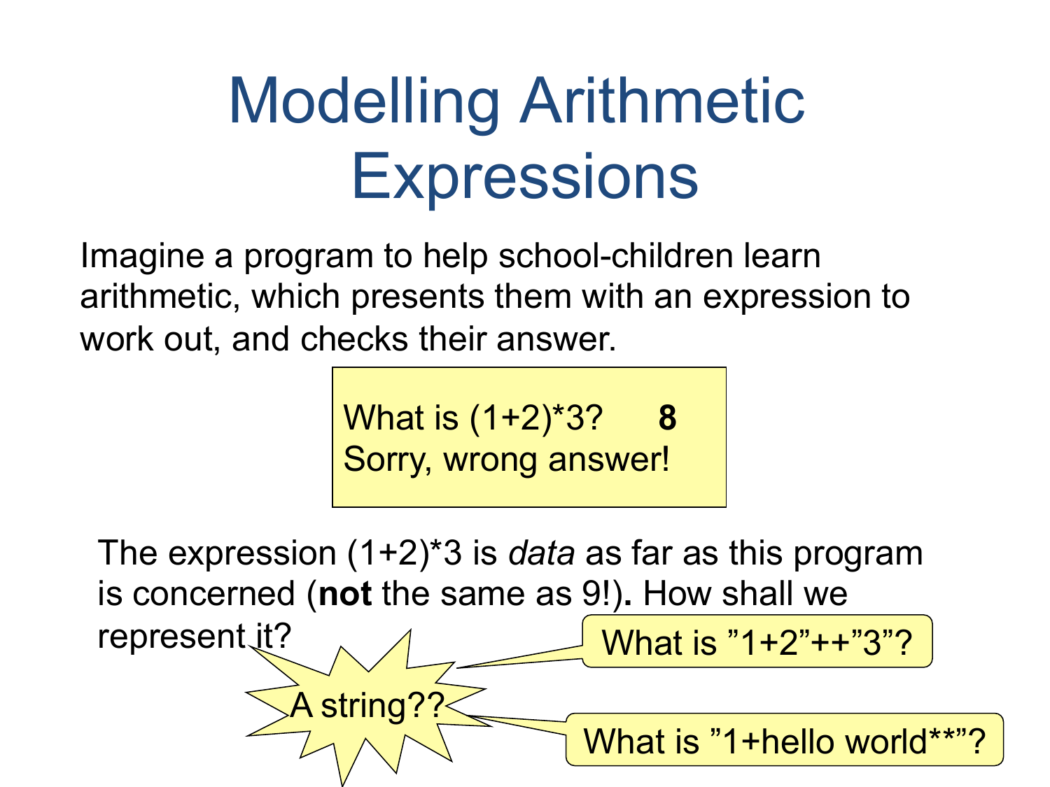# Modelling Arithmetic Expressions

Imagine a program to help school-children learn arithmetic, which presents them with an expression to work out, and checks their answer.

> What is (1+2)*3?   **8**
> Sorry, wrong answer!

The expression (1+2)*3 is *data* as far as this program is concerned (**not** the same as 9!). How shall we represent it?

A string??

What is ”1+2”++”3”?

What is ”1+hello world**”?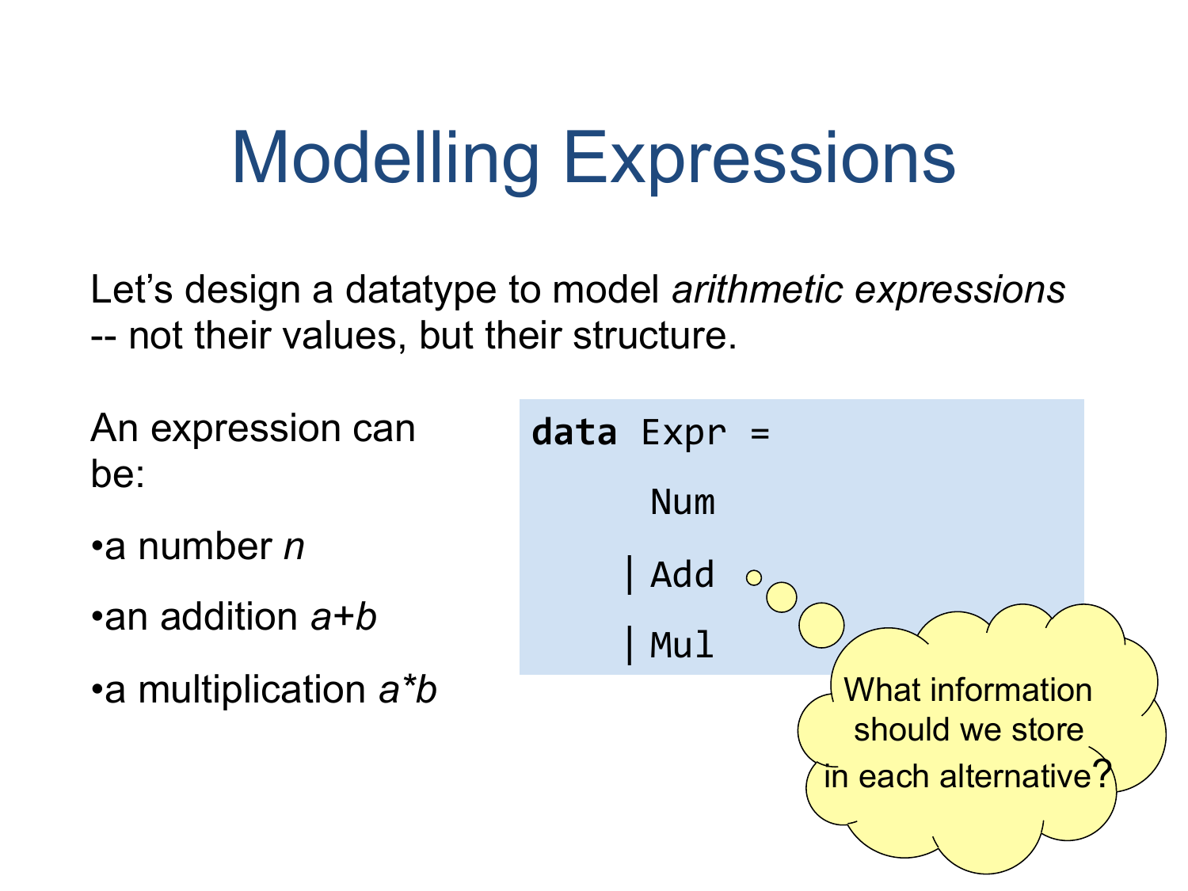# Modelling Expressions

Let's design a datatype to model *arithmetic expressions* -- not their values, but their structure.

An expression can be:

- a number *n*
- an addition *a+b*
- a multiplication *a\*b*

```
data Expr =
      Num
    | Add
    | Mul
```

What information should we store in each alternative?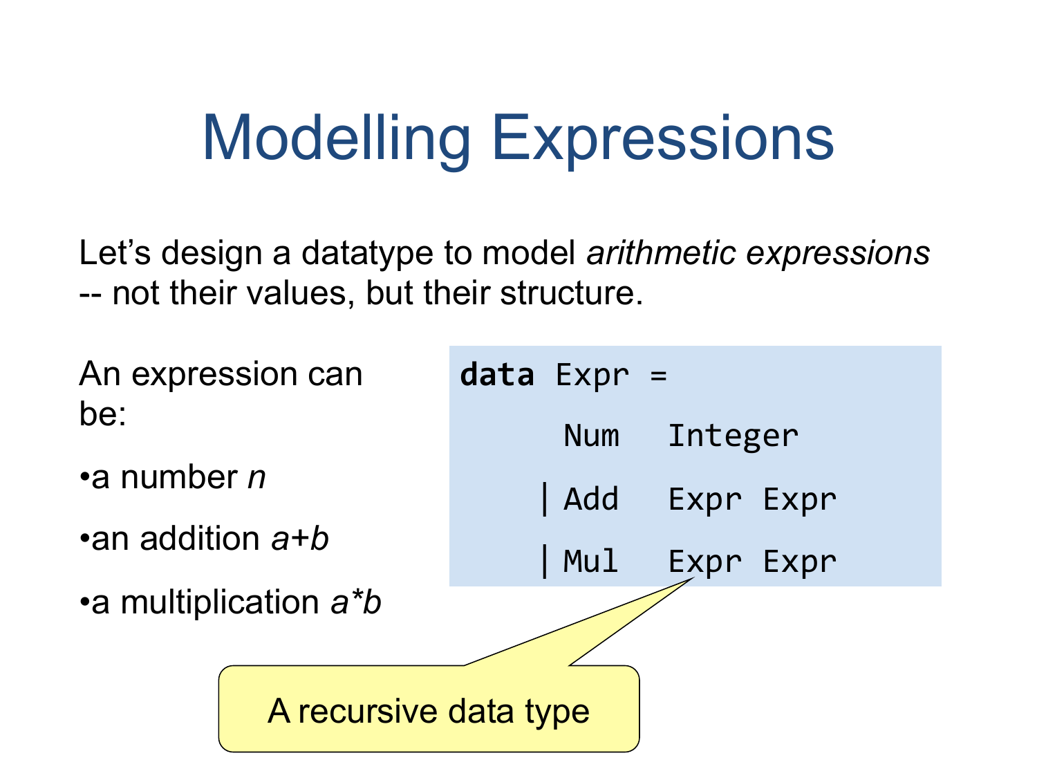# Modelling Expressions

Let's design a datatype to model *arithmetic expressions* -- not their values, but their structure.

An expression can be:

- a number *n*
- an addition *a+b*
- a multiplication *a\*b*

```
data Expr =
      Num   Integer
    | Add   Expr Expr
    | Mul   Expr Expr
```

A recursive data type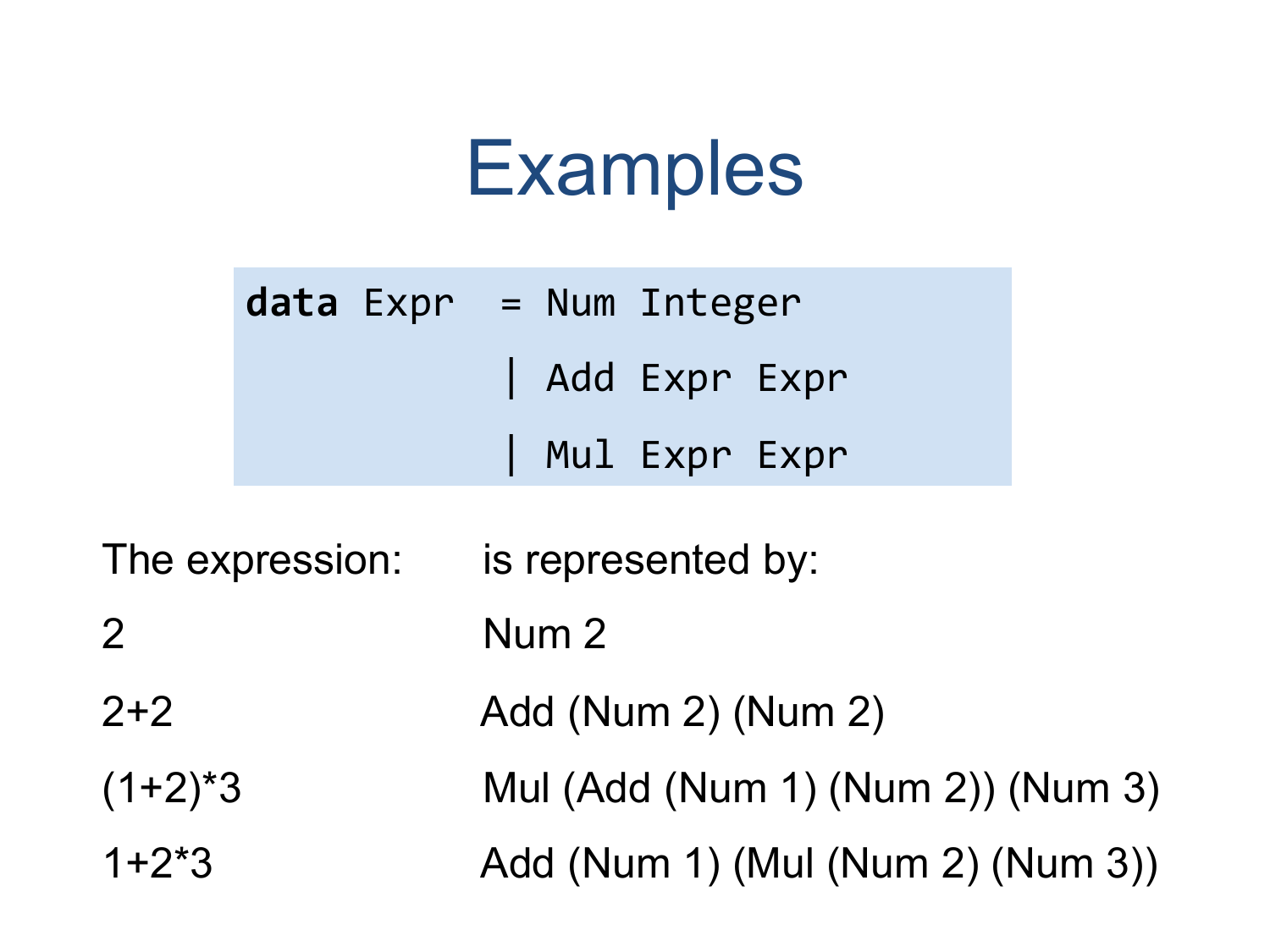# Examples

```
data Expr  = Num Integer
           | Add Expr Expr
           | Mul Expr Expr
```

| The expression: | is represented by: |
| --- | --- |
| 2 | Num 2 |
| 2+2 | Add (Num 2) (Num 2) |
| (1+2)*3 | Mul (Add (Num 1) (Num 2)) (Num 3) |
| 1+2*3 | Add (Num 1) (Mul (Num 2) (Num 3)) |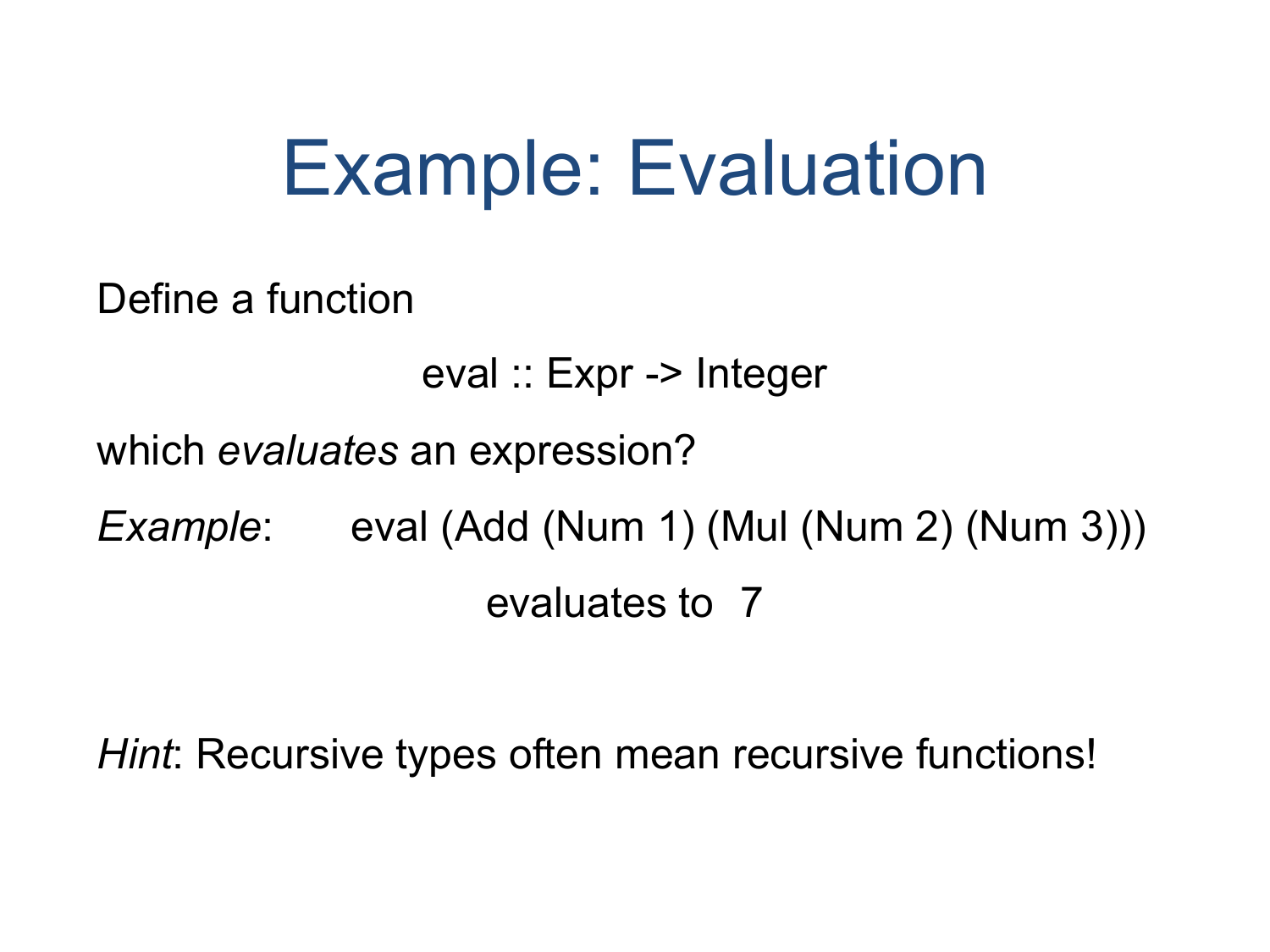# Example: Evaluation

Define a function

```
eval :: Expr -> Integer
```

which *evaluates* an expression?

*Example*: eval (Add (Num 1) (Mul (Num 2) (Num 3)))

evaluates to 7

*Hint*: Recursive types often mean recursive functions!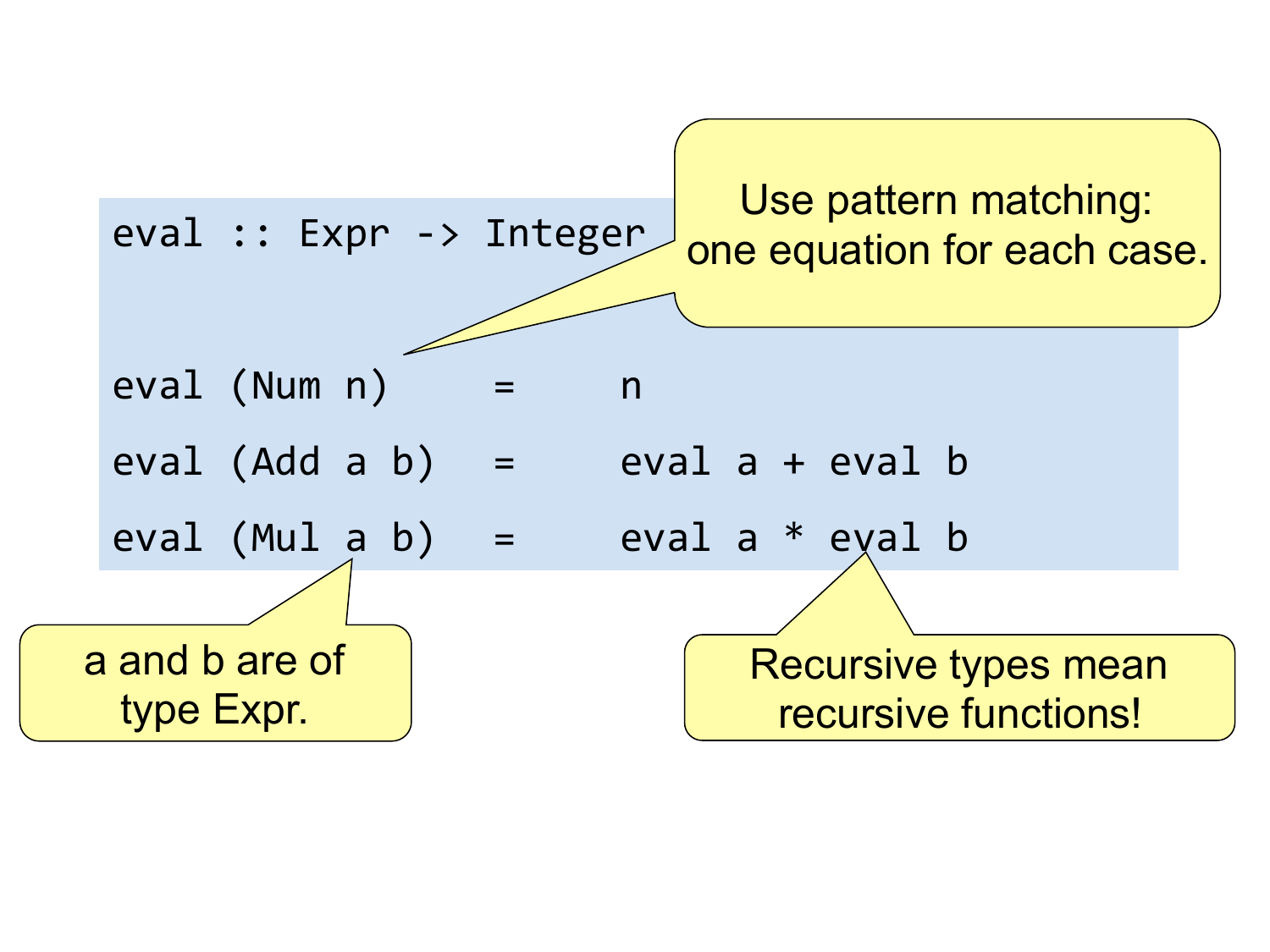```
eval :: Expr -> Integer

eval (Num n)     =    n
eval (Add a b)   =    eval a + eval b
eval (Mul a b)   =    eval a * eval b
```

Use pattern matching: one equation for each case.

a and b are of type Expr.

Recursive types mean recursive functions!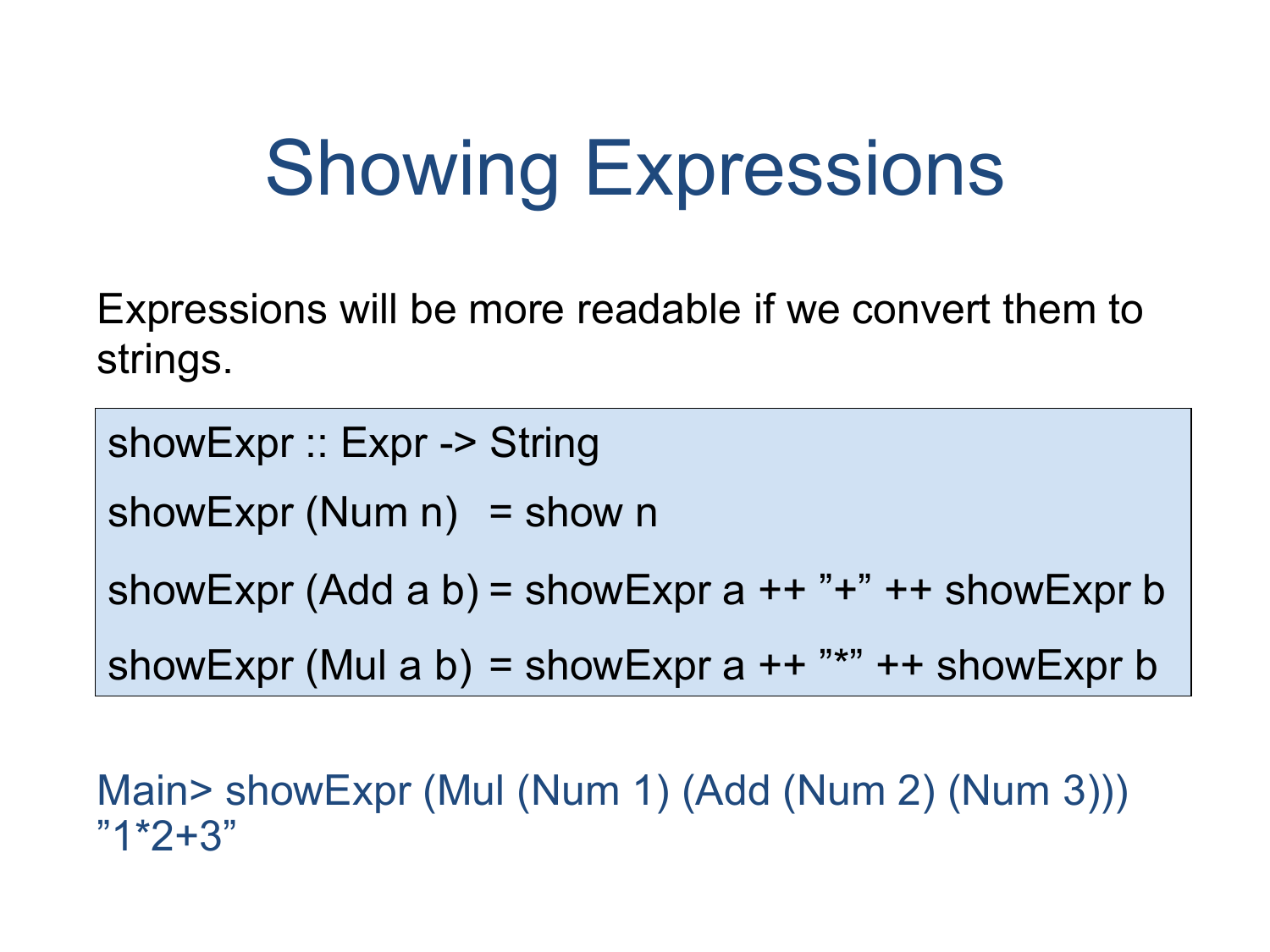# Showing Expressions

Expressions will be more readable if we convert them to strings.

```
showExpr :: Expr -> String
showExpr (Num n)   = show n
showExpr (Add a b) = showExpr a ++ ”+” ++ showExpr b
showExpr (Mul a b) = showExpr a ++ ”*” ++ showExpr b
```

```
Main> showExpr (Mul (Num 1) (Add (Num 2) (Num 3)))
”1*2+3”
```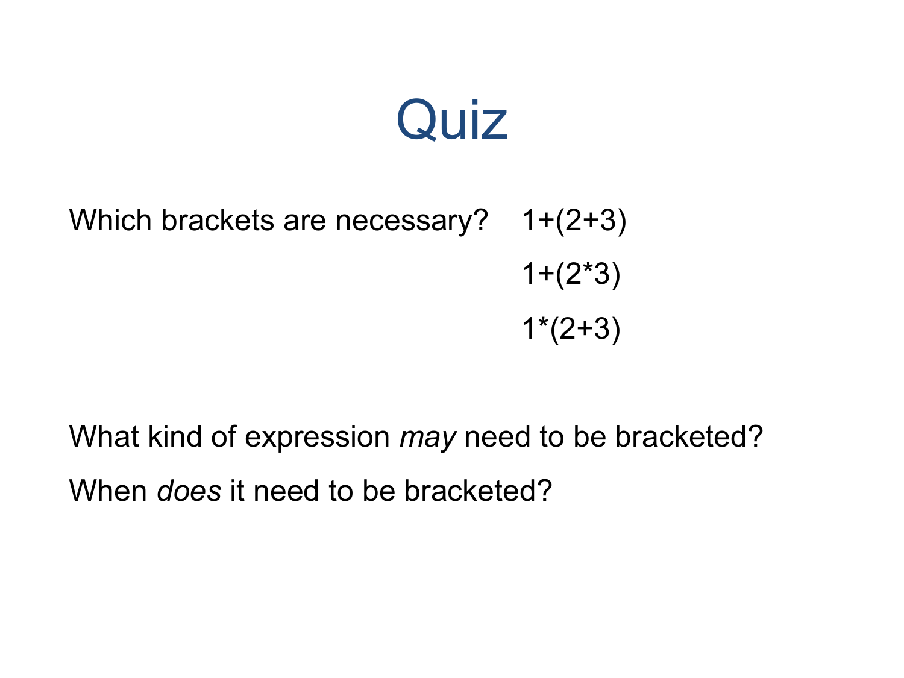# Quiz

Which brackets are necessary? 1+(2+3)

1+(2*3)

1*(2+3)

What kind of expression *may* need to be bracketed?

When *does* it need to be bracketed?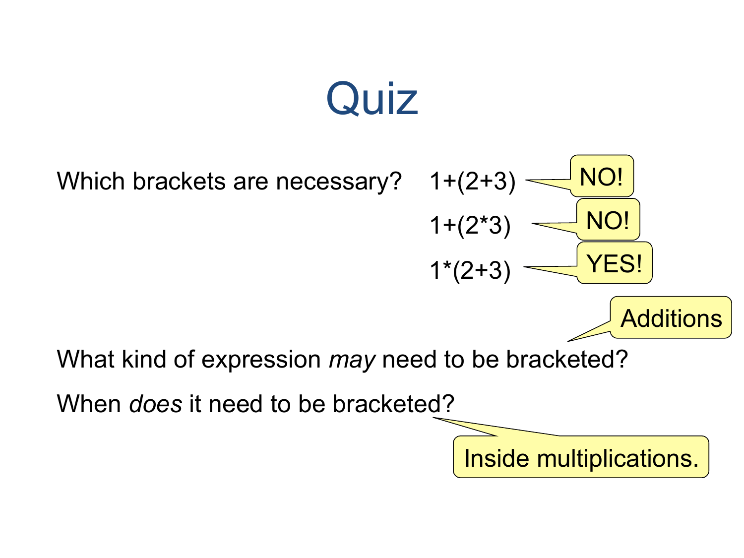# Quiz

Which brackets are necessary?

1+(2+3) — NO!

1+(2*3) — NO!

1*(2+3) — YES!

What kind of expression *may* need to be bracketed?

> Additions

When *does* it need to be bracketed?

> Inside multiplications.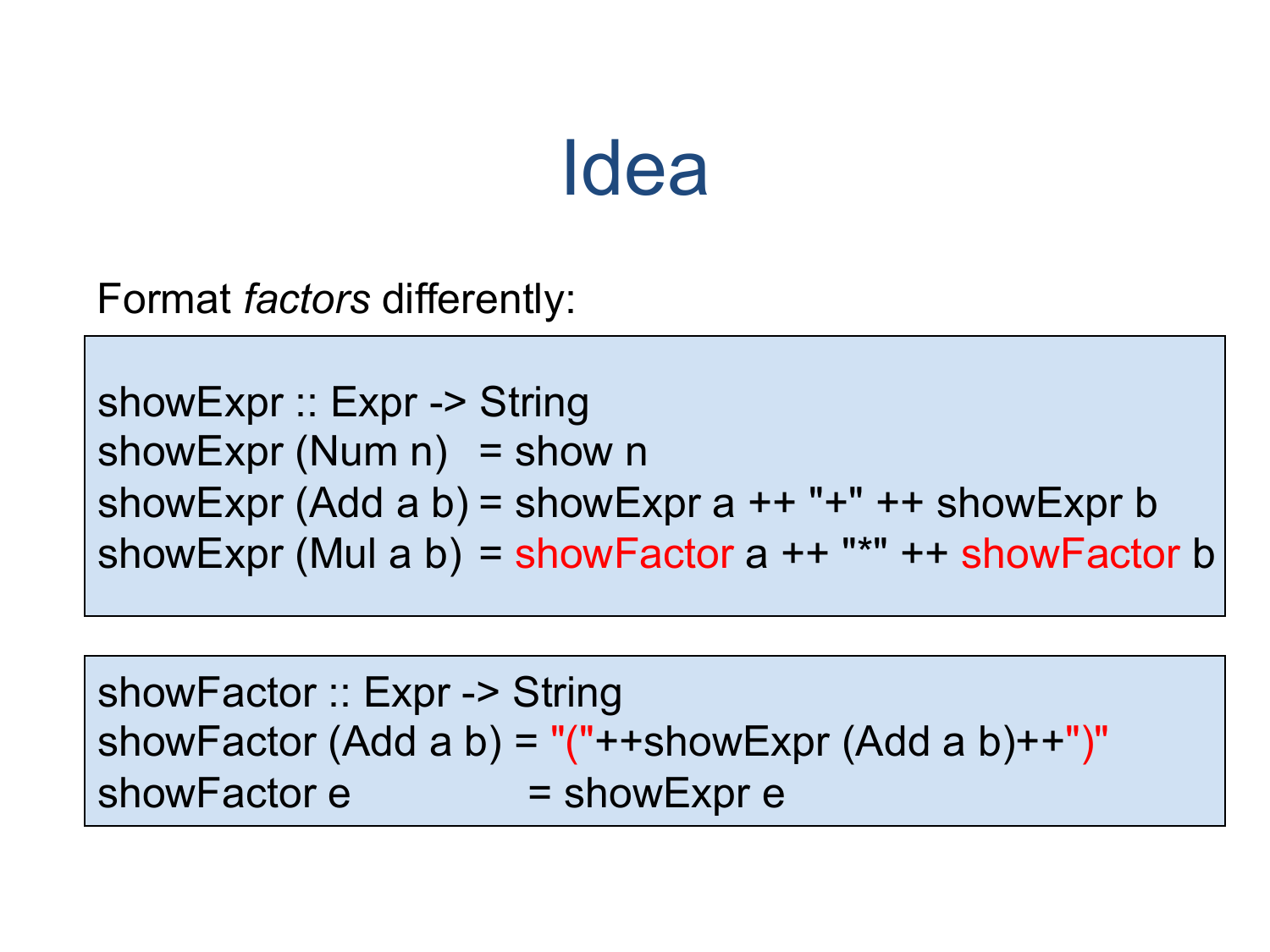# Idea

Format *factors* differently:

```
showExpr :: Expr -> String
showExpr (Num n)   = show n
showExpr (Add a b) = showExpr a ++ "+" ++ showExpr b
showExpr (Mul a b) = showFactor a ++ "*" ++ showFactor b
```

```
showFactor :: Expr -> String
showFactor (Add a b) = "("++showExpr (Add a b)++")"
showFactor e         = showExpr e
```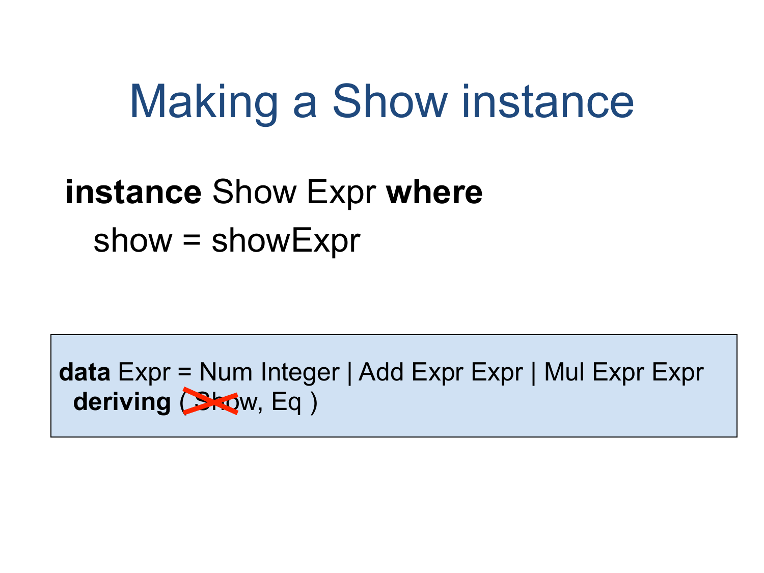# Making a Show instance

```
instance Show Expr where
  show = showExpr
```

```
data Expr = Num Integer | Add Expr Expr | Mul Expr Expr
  deriving ( Show, Eq )
```

(with "Show" crossed out in red in the deriving clause)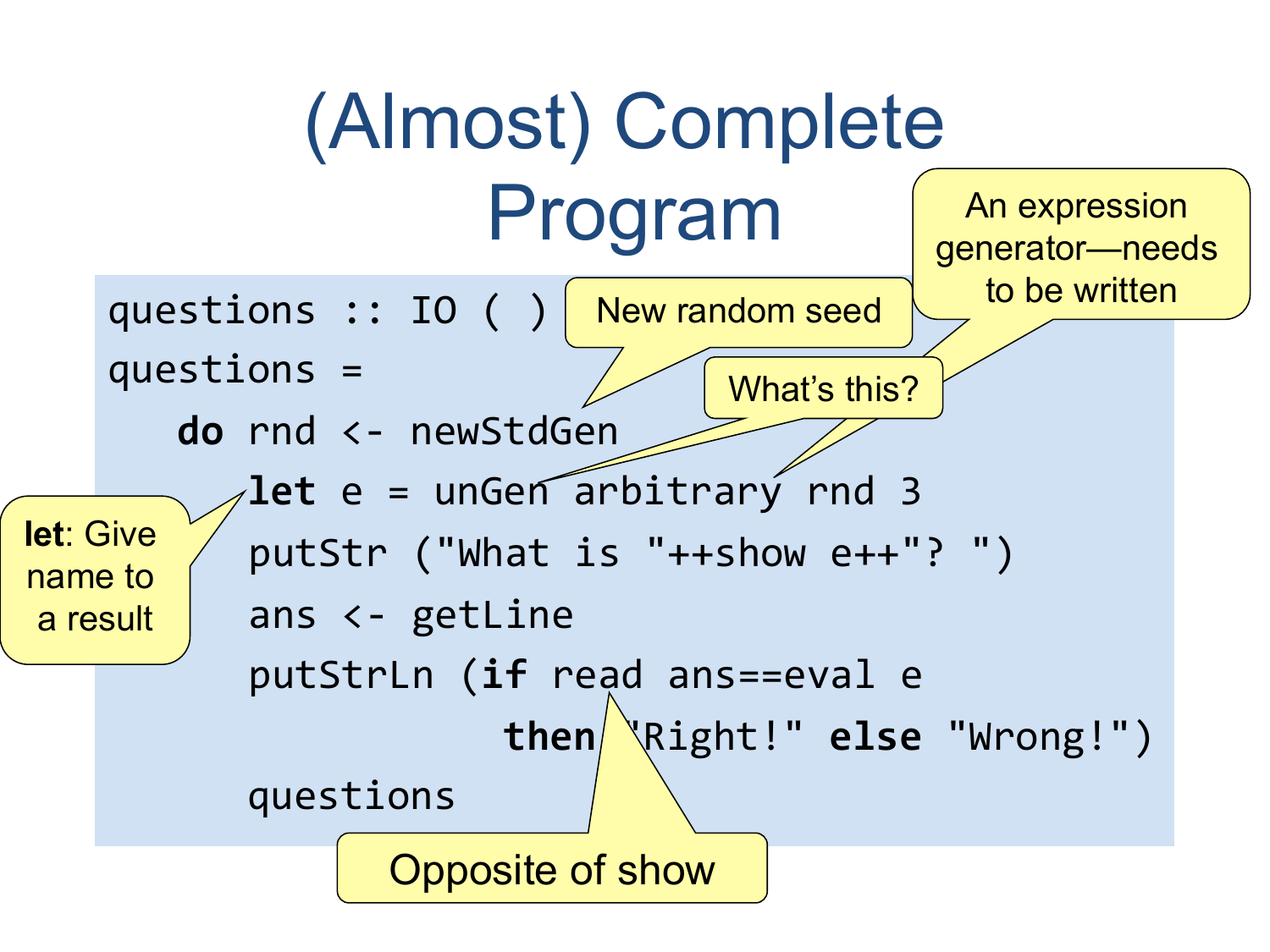# (Almost) Complete Program

```
questions :: IO ( )
questions =
   do rnd <- newStdGen
      let e = unGen arbitrary rnd 3
      putStr ("What is "++show e++"? ")
      ans <- getLine
      putStrLn (if read ans==eval e
                  then "Right!" else "Wrong!")
      questions
```

New random seed

An expression generator—needs to be written

What's this?

**let**: Give name to a result

Opposite of show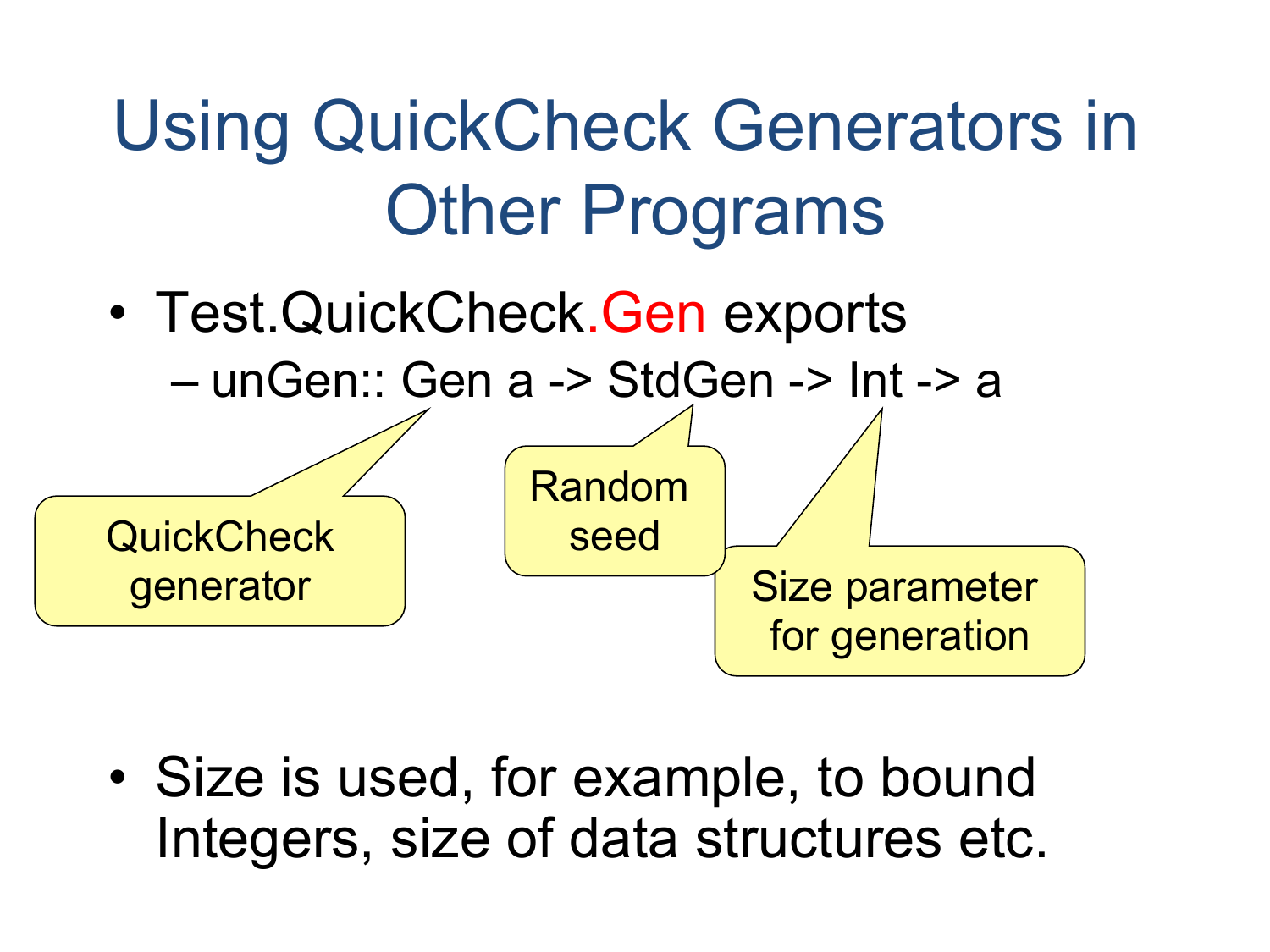# Using QuickCheck Generators in Other Programs

- Test.QuickCheck.Gen exports
  - unGen:: Gen a -> StdGen -> Int -> a

QuickCheck generator

Random seed

Size parameter for generation

- Size is used, for example, to bound Integers, size of data structures etc.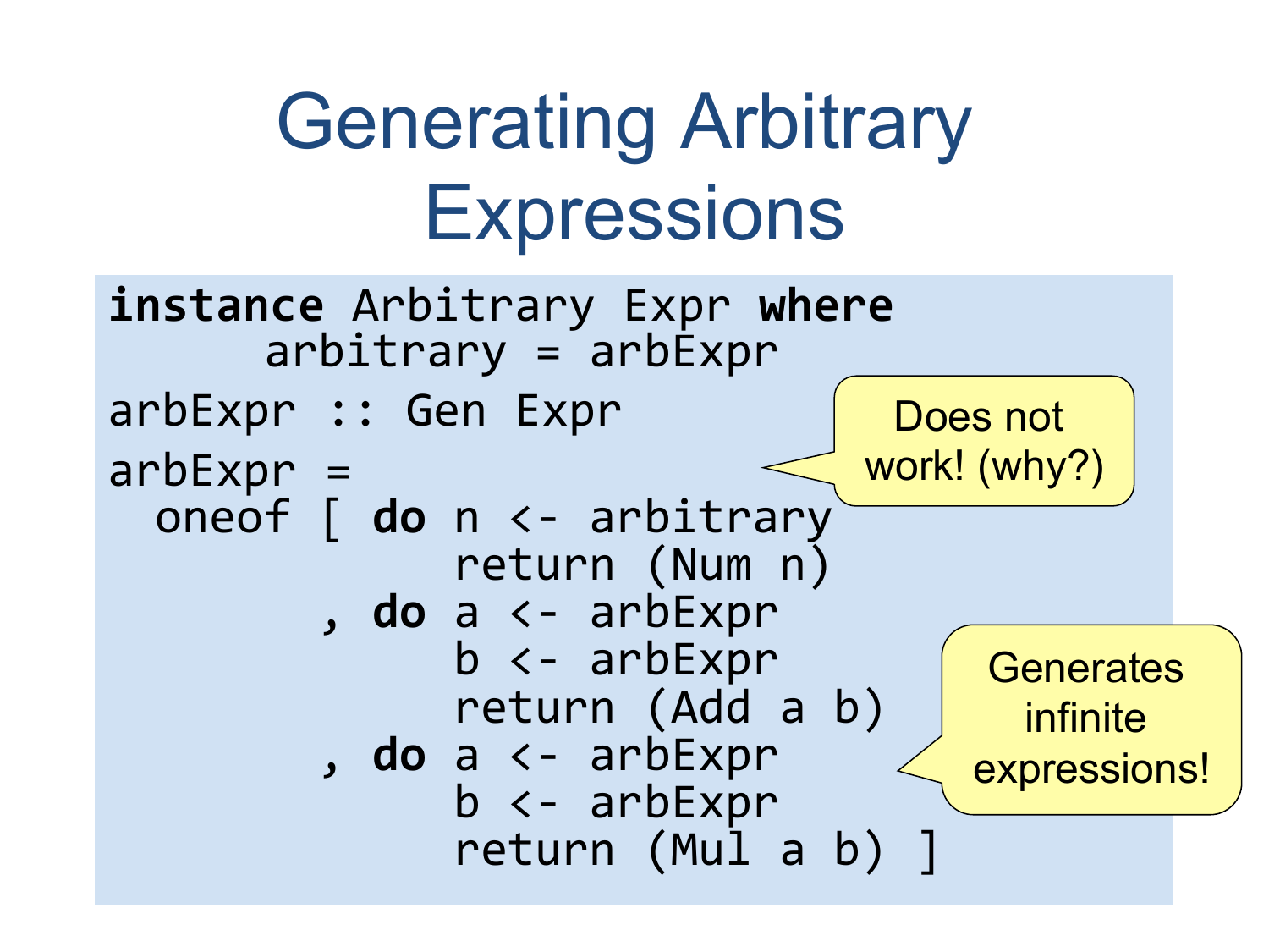# Generating Arbitrary Expressions

```haskell
instance Arbitrary Expr where
      arbitrary = arbExpr

arbExpr :: Gen Expr

arbExpr =
  oneof [ do n <- arbitrary
             return (Num n)
        , do a <- arbExpr
             b <- arbExpr
             return (Add a b)
        , do a <- arbExpr
             b <- arbExpr
             return (Mul a b) ]
```

Does not work! (why?)

Generates infinite expressions!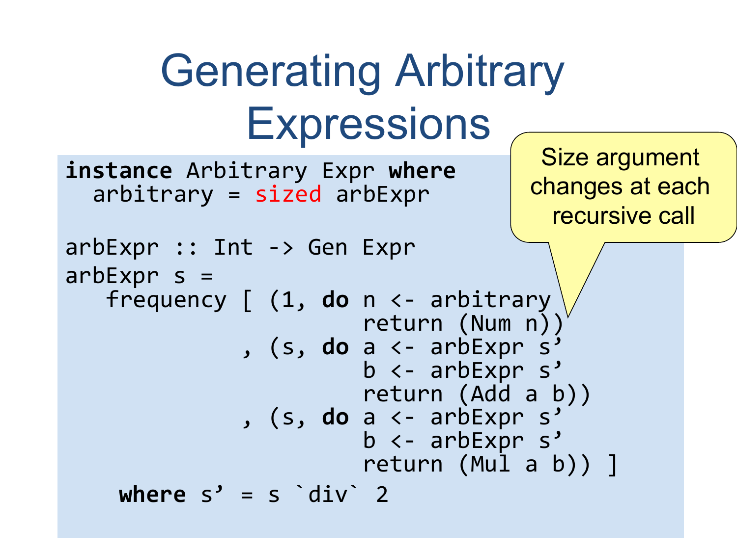# Generating Arbitrary Expressions

```haskell
instance Arbitrary Expr where
  arbitrary = sized arbExpr

arbExpr :: Int -> Gen Expr
arbExpr s =
   frequency [ (1, do n <- arbitrary
                      return (Num n))
             , (s, do a <- arbExpr s'
                      b <- arbExpr s'
                      return (Add a b))
             , (s, do a <- arbExpr s'
                      b <- arbExpr s'
                      return (Mul a b)) ]
    where s' = s `div` 2
```

Size argument changes at each recursive call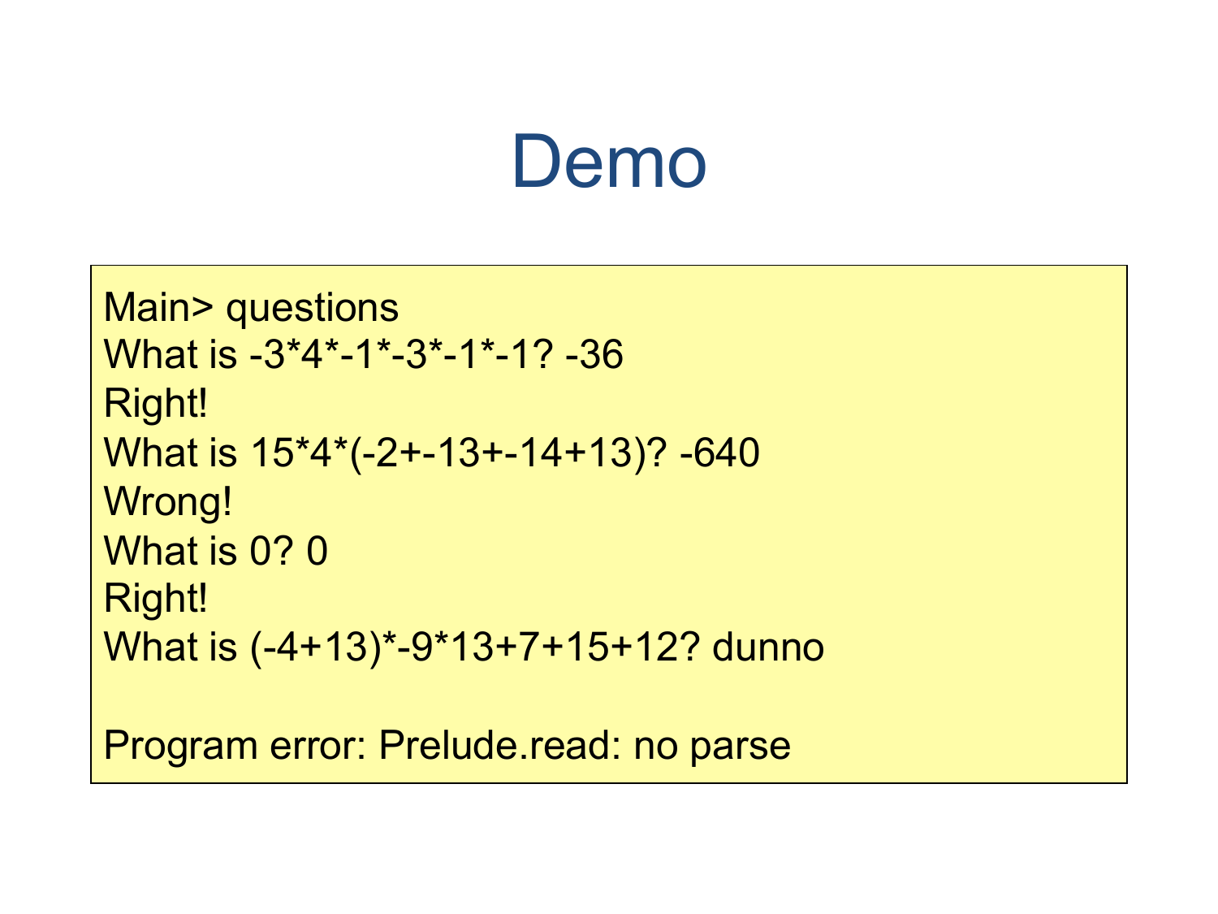# Demo

```
Main> questions
What is -3*4*-1*-3*-1*-1? -36
Right!
What is 15*4*(-2+-13+-14+13)? -640
Wrong!
What is 0? 0
Right!
What is (-4+13)*-9*13+7+15+12? dunno

Program error: Prelude.read: no parse
```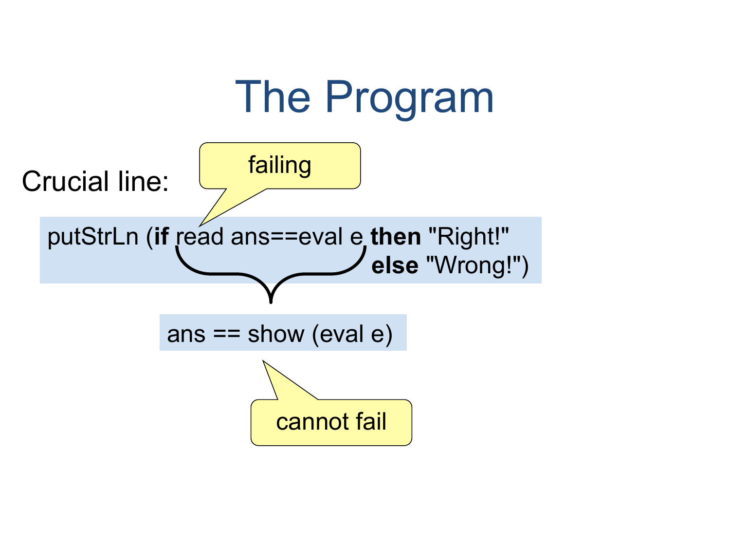# The Program

Crucial line:

```
putStrLn (if read ans==eval e then "Right!"
                              else "Wrong!")
```

failing

```
ans == show (eval e)
```

cannot fail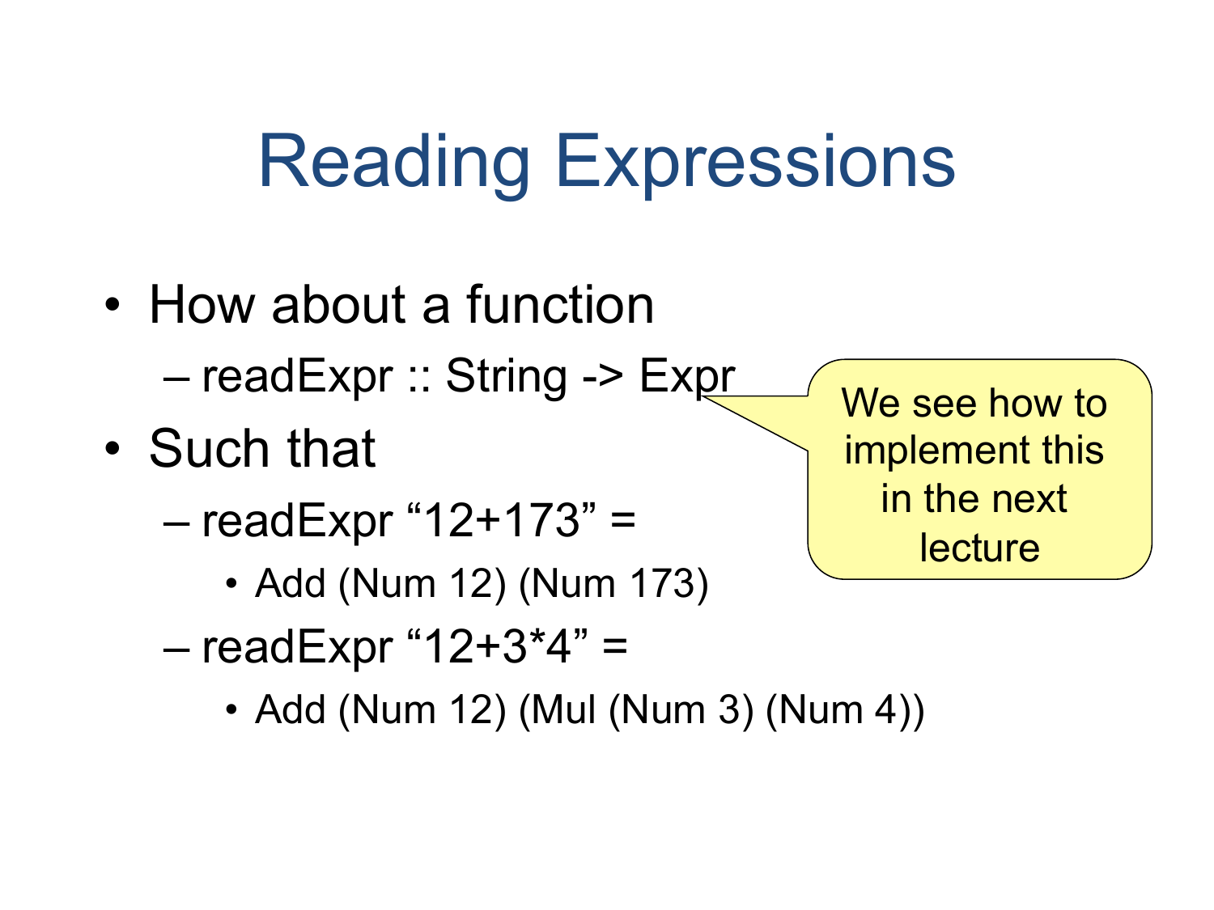# Reading Expressions

- How about a function
  - readExpr :: String -> Expr
- Such that
  - readExpr “12+173” =
    - Add (Num 12) (Num 173)
  - readExpr “12+3*4” =
    - Add (Num 12) (Mul (Num 3) (Num 4))

We see how to implement this in the next lecture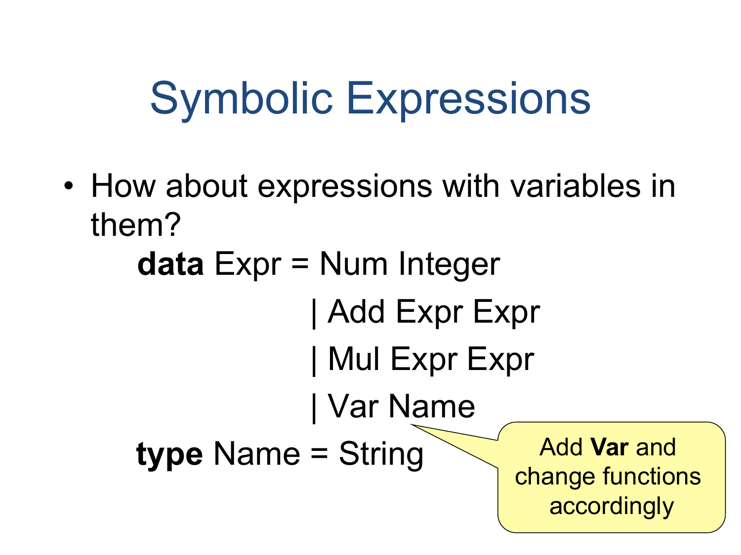# Symbolic Expressions

- How about expressions with variables in them?

```
data Expr = Num Integer
          | Add Expr Expr
          | Mul Expr Expr
          | Var Name
type Name = String
```

Add **Var** and change functions accordingly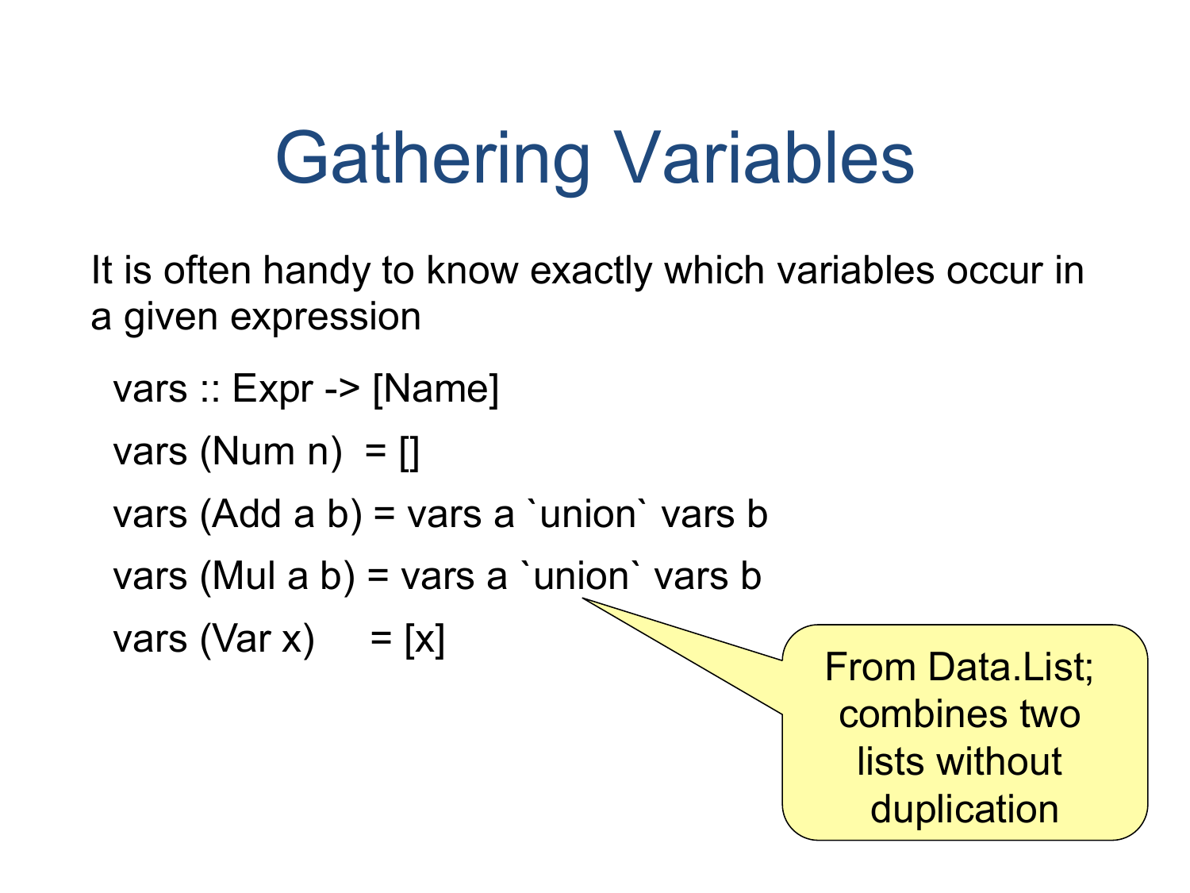# Gathering Variables

It is often handy to know exactly which variables occur in a given expression

```
vars :: Expr -> [Name]
vars (Num n)  = []
vars (Add a b) = vars a `union` vars b
vars (Mul a b) = vars a `union` vars b
vars (Var x)     = [x]
```

From Data.List; combines two lists without duplication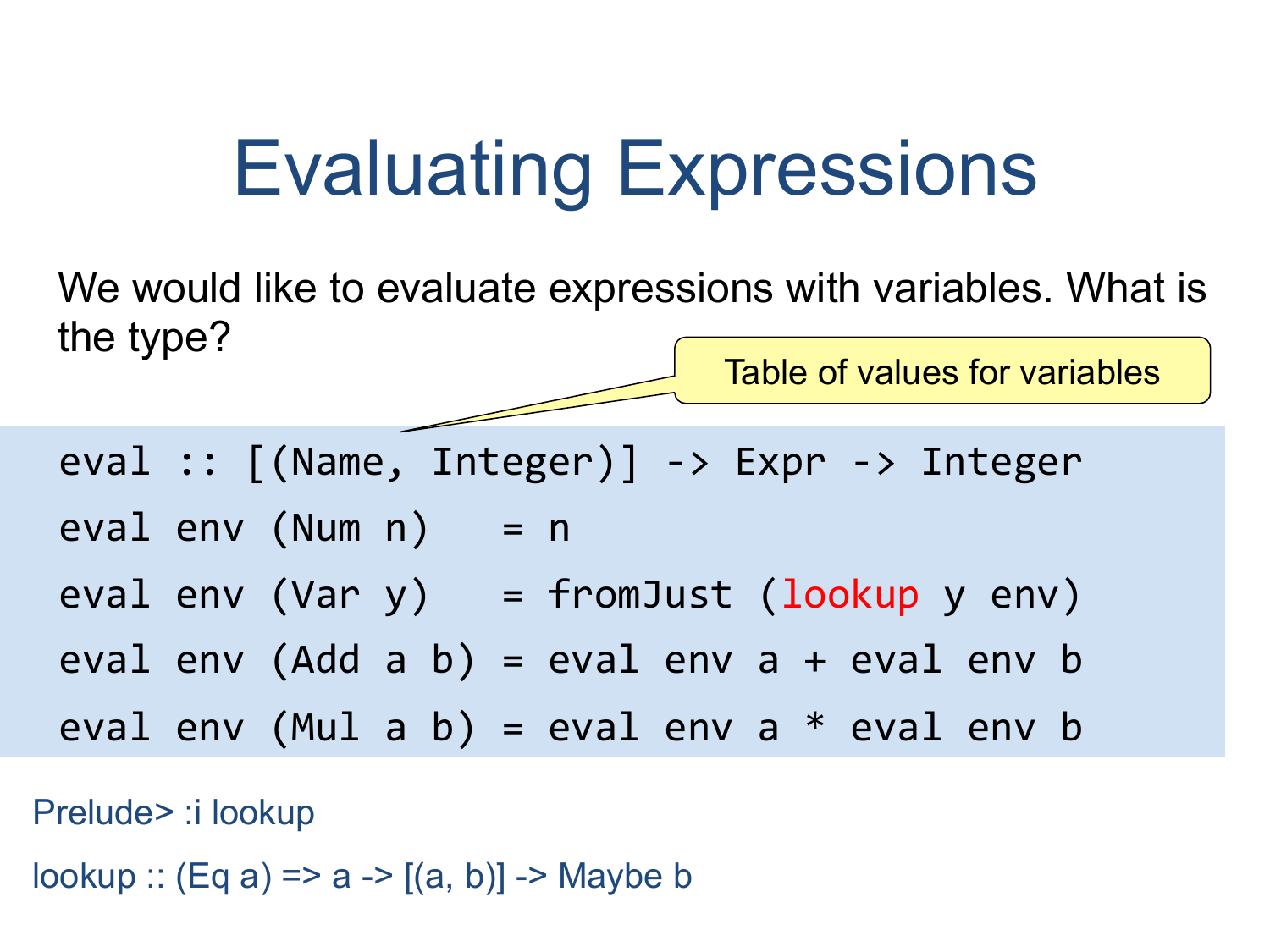# Evaluating Expressions

We would like to evaluate expressions with variables. What is the type?

Table of values for variables

```
eval :: [(Name, Integer)] -> Expr -> Integer
eval env (Num n)   = n
eval env (Var y)   = fromJust (lookup y env)
eval env (Add a b) = eval env a + eval env b
eval env (Mul a b) = eval env a * eval env b
```

```
Prelude> :i lookup
lookup :: (Eq a) => a -> [(a, b)] -> Maybe b
```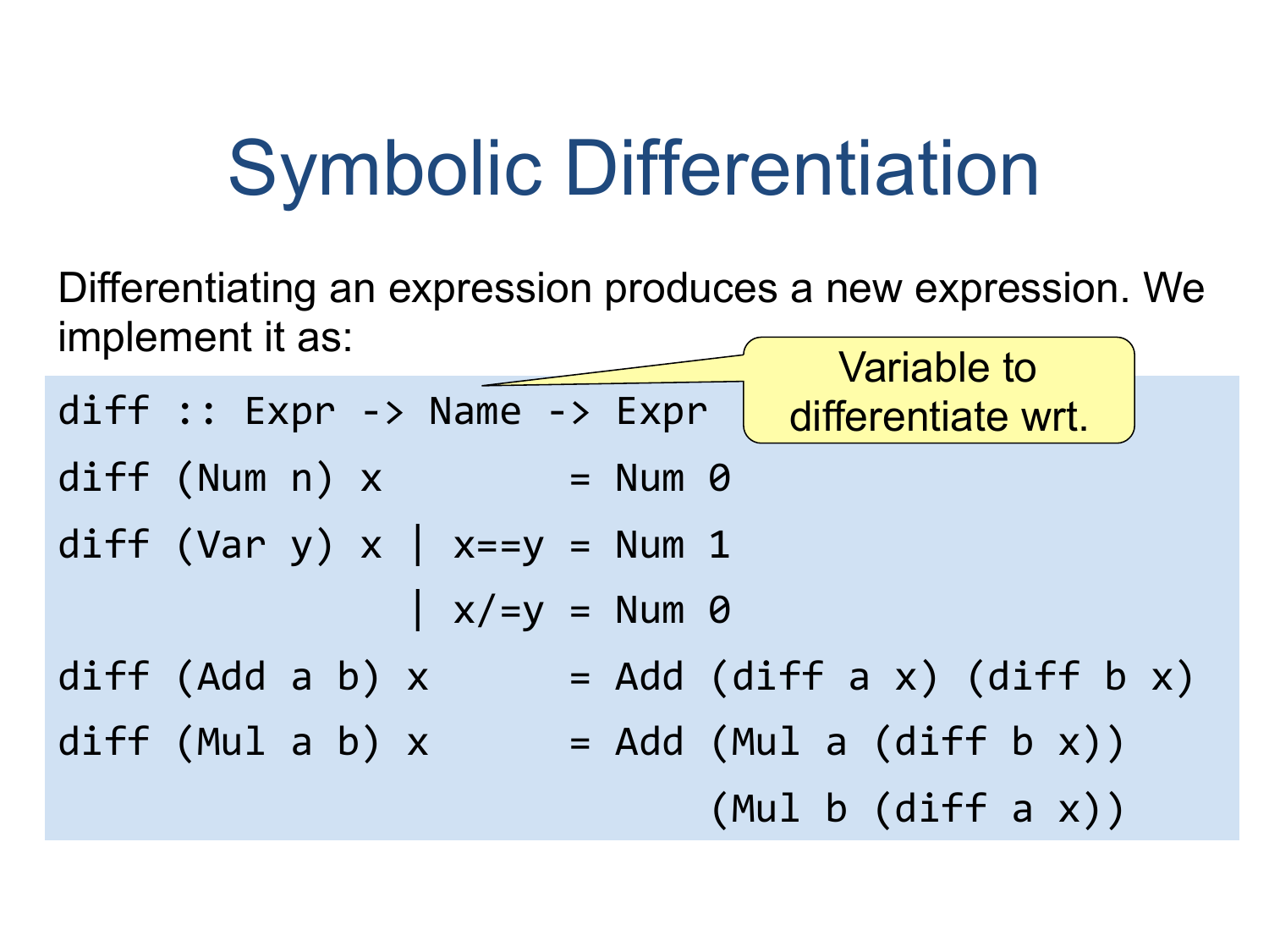# Symbolic Differentiation

Differentiating an expression produces a new expression. We implement it as:

```
diff :: Expr -> Name -> Expr
diff (Num n) x         = Num 0
diff (Var y) x | x==y = Num 1
               | x/=y = Num 0
diff (Add a b) x      = Add (diff a x) (diff b x)
diff (Mul a b) x      = Add (Mul a (diff b x))
                            (Mul b (diff a x))
```

Variable to differentiate wrt.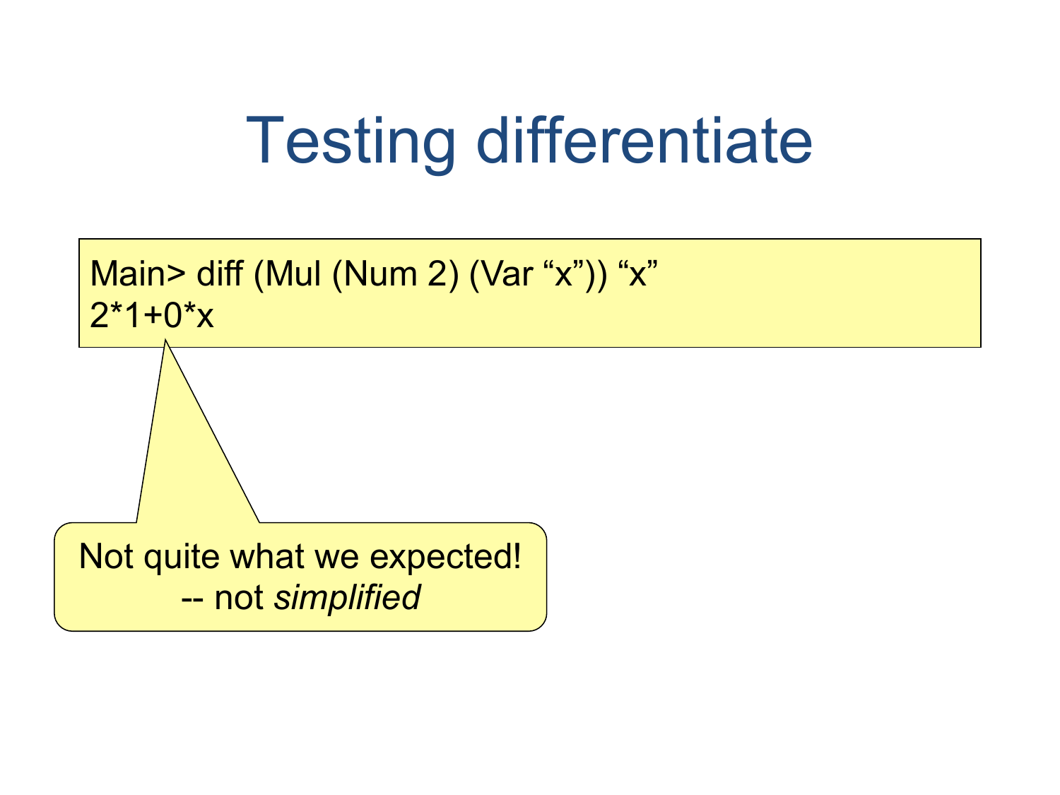# Testing differentiate

```
Main> diff (Mul (Num 2) (Var “x”)) “x”
2*1+0*x
```

Not quite what we expected!
-- not *simplified*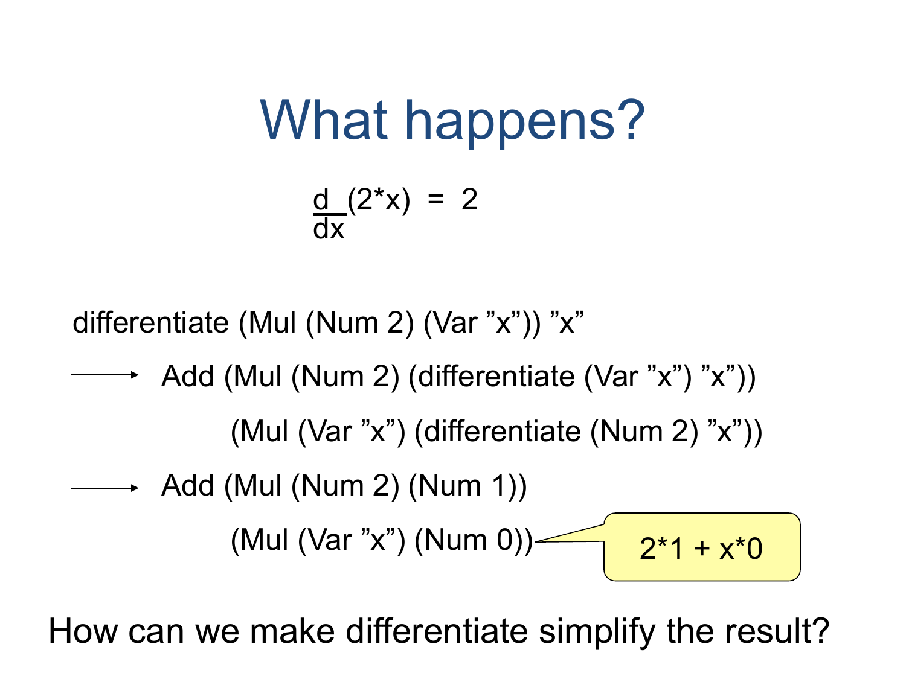# What happens?

$$\frac{d}{dx}(2*x) = 2$$

```
differentiate (Mul (Num 2) (Var "x")) "x"

  ⟶  Add (Mul (Num 2) (differentiate (Var "x") "x"))
         (Mul (Var "x") (differentiate (Num 2) "x"))

  ⟶  Add (Mul (Num 2) (Num 1))
         (Mul (Var "x") (Num 0))
```

2*1 + x*0

How can we make differentiate simplify the result?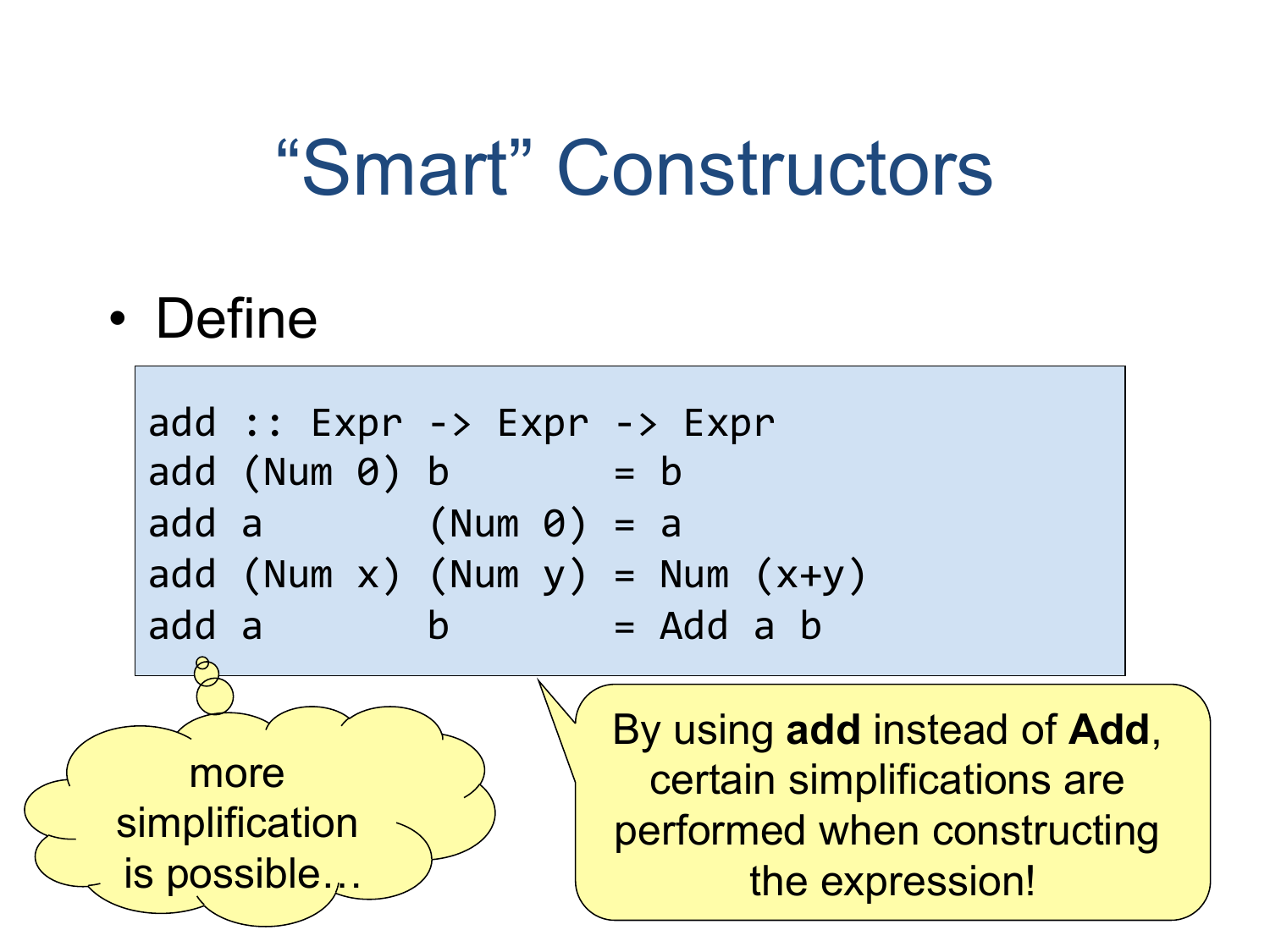# "Smart" Constructors

- Define

```
add :: Expr -> Expr -> Expr
add (Num 0) b       = b
add a       (Num 0) = a
add (Num x) (Num y) = Num (x+y)
add a       b       = Add a b
```

more simplification is possible…

By using **add** instead of **Add**, certain simplifications are performed when constructing the expression!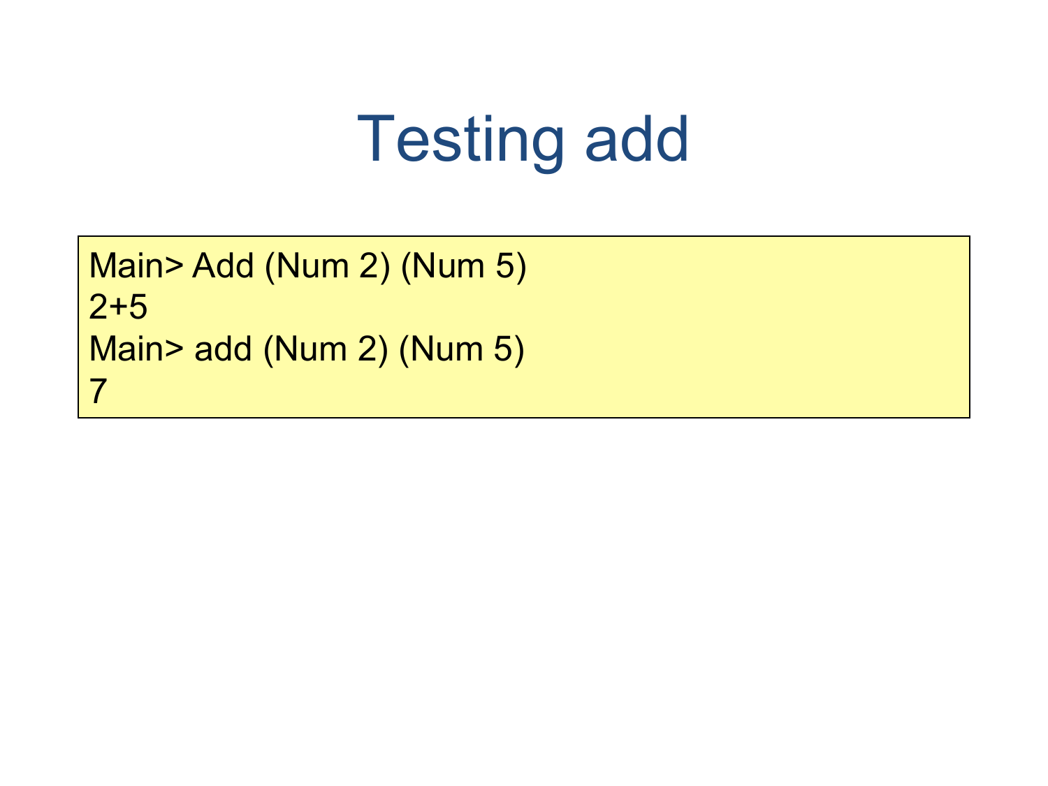# Testing add

```
Main> Add (Num 2) (Num 5)
2+5
Main> add (Num 2) (Num 5)
7
```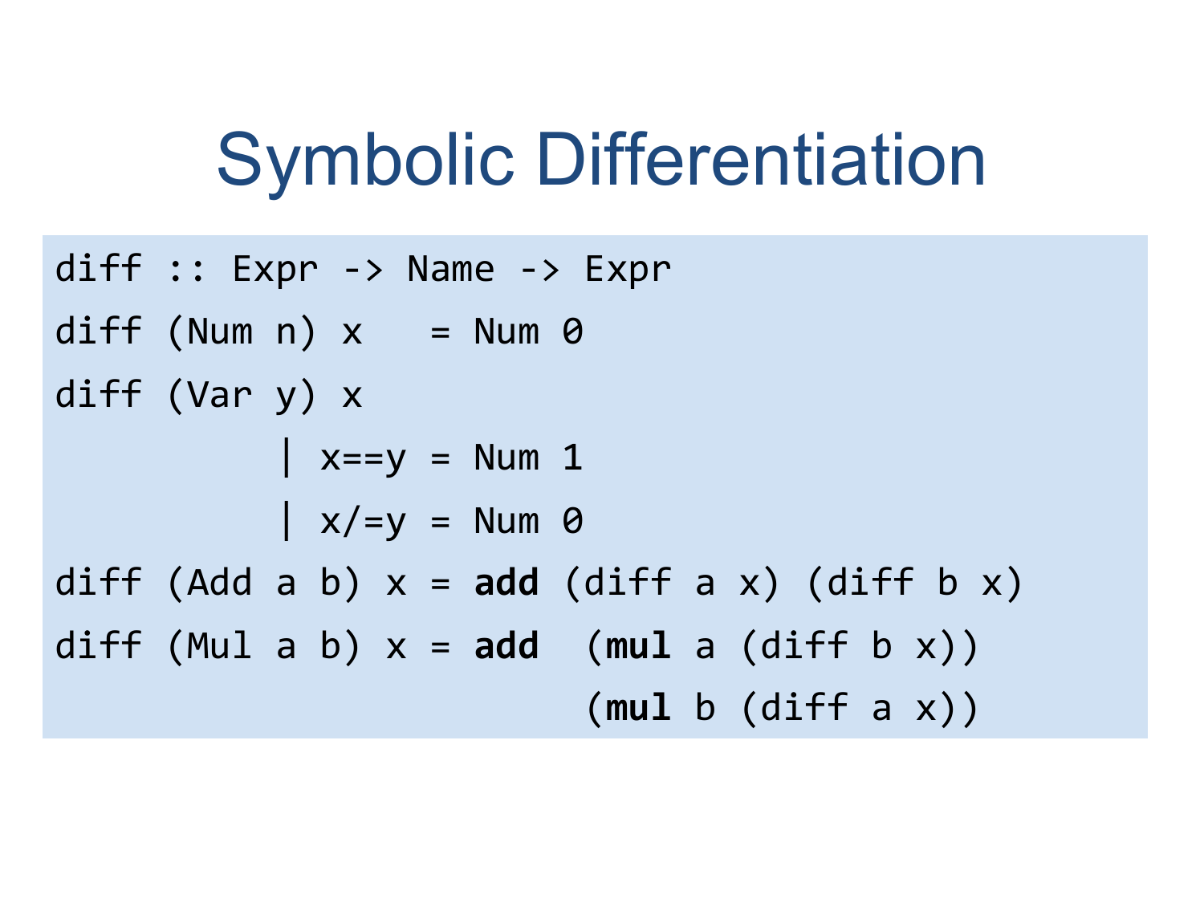# Symbolic Differentiation

```
diff :: Expr -> Name -> Expr
diff (Num n) x   = Num 0
diff (Var y) x
          | x==y = Num 1
          | x/=y = Num 0
diff (Add a b) x = add (diff a x) (diff b x)
diff (Mul a b) x = add  (mul a (diff b x))
                        (mul b (diff a x))
```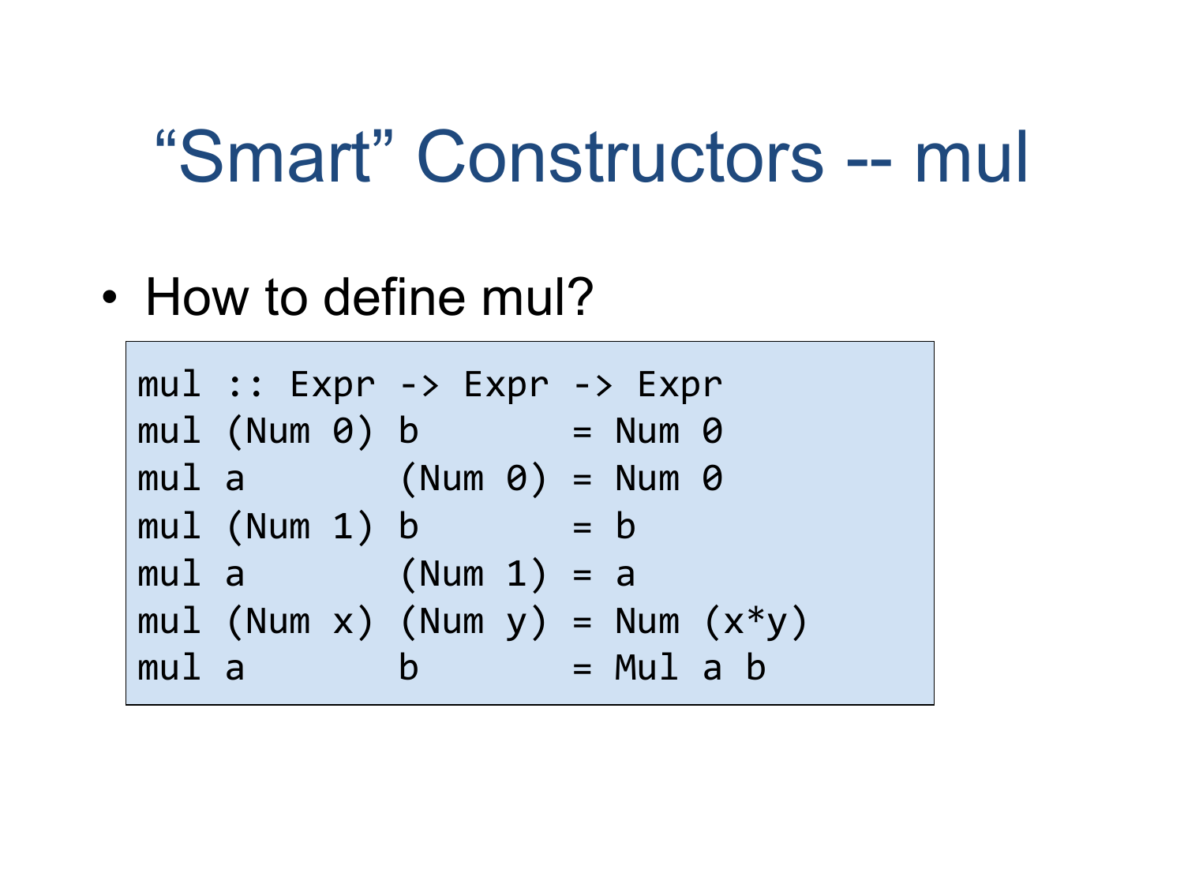# “Smart” Constructors -- mul

- How to define mul?

```
mul :: Expr -> Expr -> Expr
mul (Num 0) b       = Num 0
mul a       (Num 0) = Num 0
mul (Num 1) b       = b
mul a       (Num 1) = a
mul (Num x) (Num y) = Num (x*y)
mul a       b       = Mul a b
```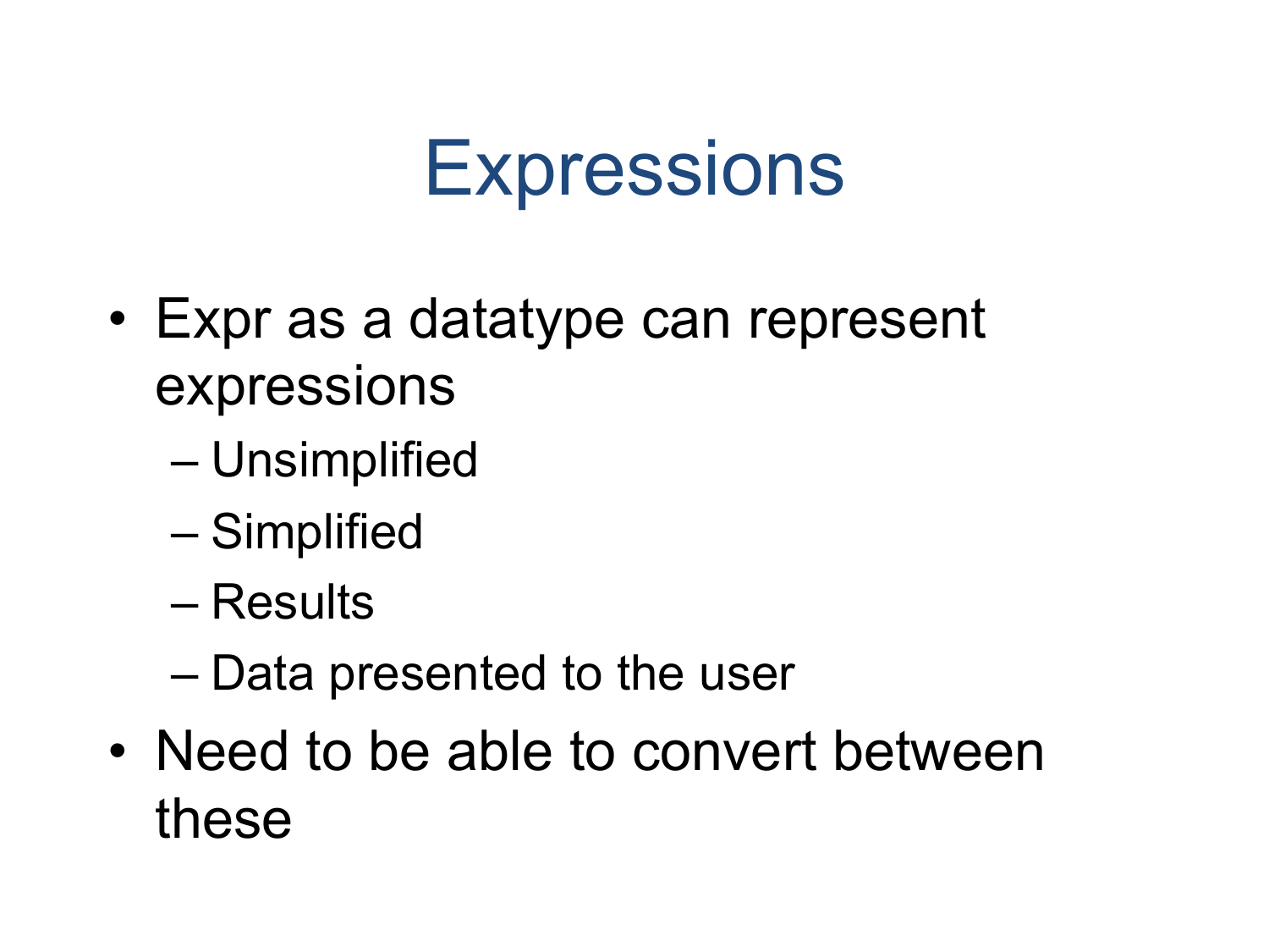# Expressions

- Expr as a datatype can represent expressions
  - Unsimplified
  - Simplified
  - Results
  - Data presented to the user
- Need to be able to convert between these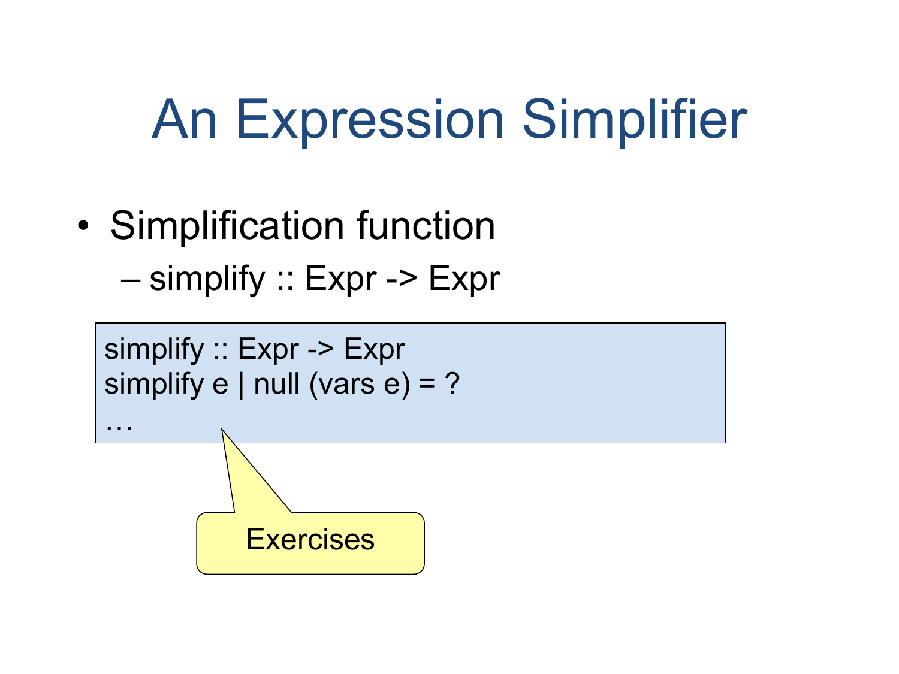# An Expression Simplifier

- Simplification function
  - simplify :: Expr -> Expr

```
simplify :: Expr -> Expr
simplify e | null (vars e) = ?
…
```

Exercises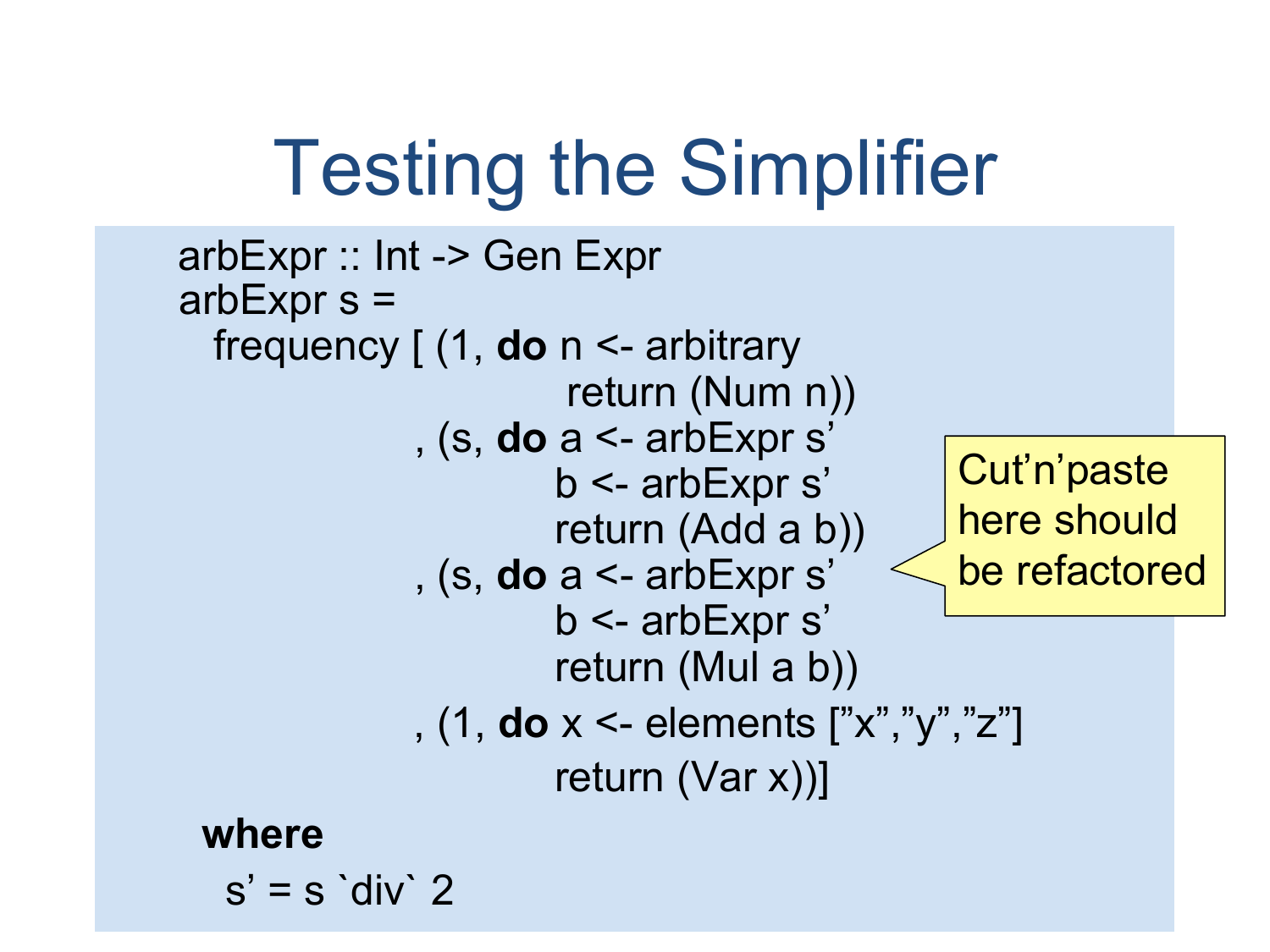# Testing the Simplifier

```
arbExpr :: Int -> Gen Expr
arbExpr s =
  frequency [ (1, do n <- arbitrary
                     return (Num n))
            , (s, do a <- arbExpr s'
                     b <- arbExpr s'
                     return (Add a b))
            , (s, do a <- arbExpr s'
                     b <- arbExpr s'
                     return (Mul a b))
            , (1, do x <- elements ["x","y","z"]
                     return (Var x))]
  where
   s' = s `div` 2
```

Cut'n'paste here should be refactored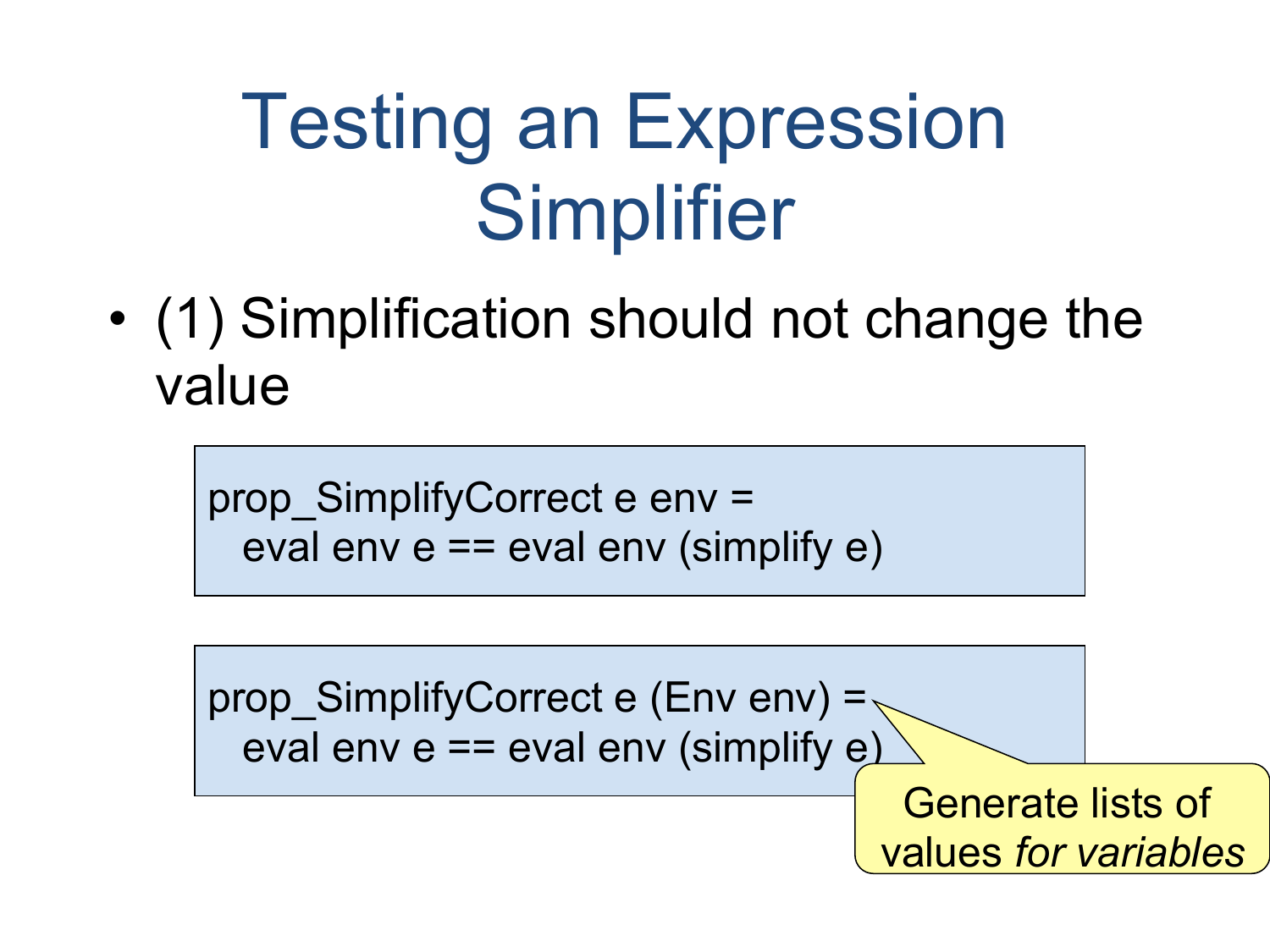# Testing an Expression Simplifier

- (1) Simplification should not change the value

```
prop_SimplifyCorrect e env =
  eval env e == eval env (simplify e)
```

```
prop_SimplifyCorrect e (Env env) =
  eval env e == eval env (simplify e)
```

Generate lists of values *for variables*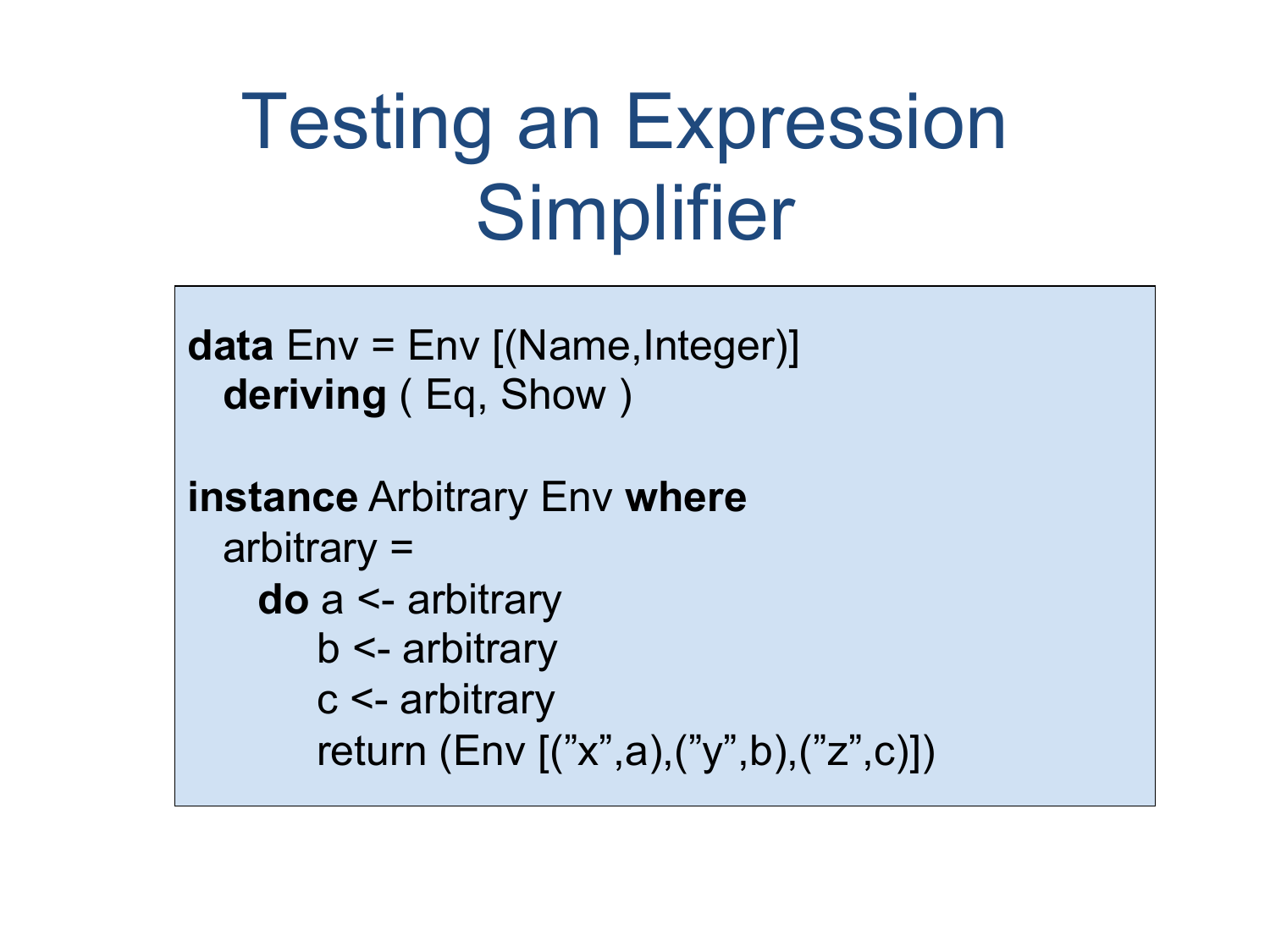# Testing an Expression Simplifier

```
data Env = Env [(Name,Integer)]
  deriving ( Eq, Show )

instance Arbitrary Env where
  arbitrary =
    do a <- arbitrary
       b <- arbitrary
       c <- arbitrary
       return (Env [("x",a),("y",b),("z",c)])
```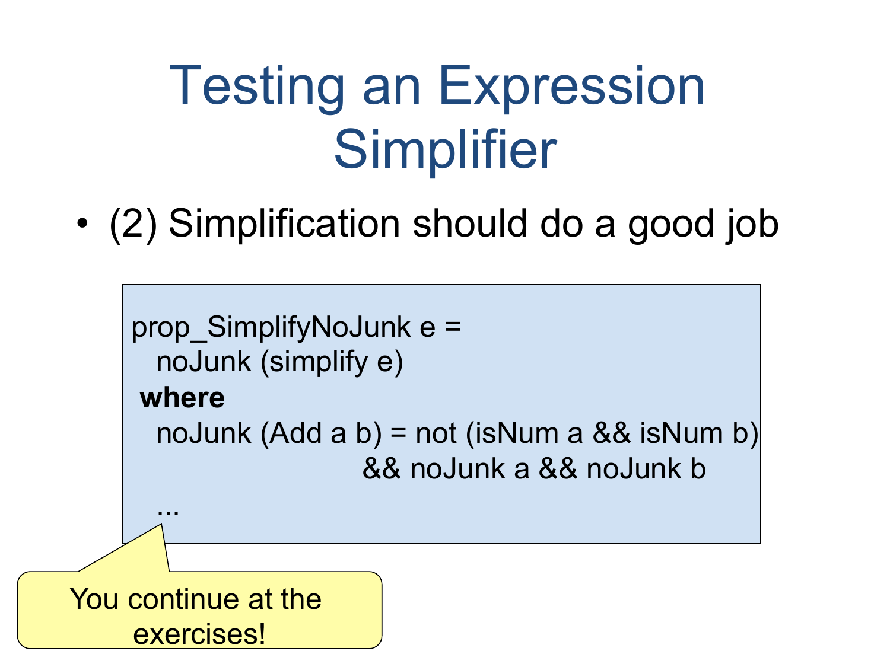# Testing an Expression Simplifier

- (2) Simplification should do a good job

```
prop_SimplifyNoJunk e =
  noJunk (simplify e)
 where
  noJunk (Add a b) = not (isNum a && isNum b)
                     && noJunk a && noJunk b
  ...
```

You continue at the exercises!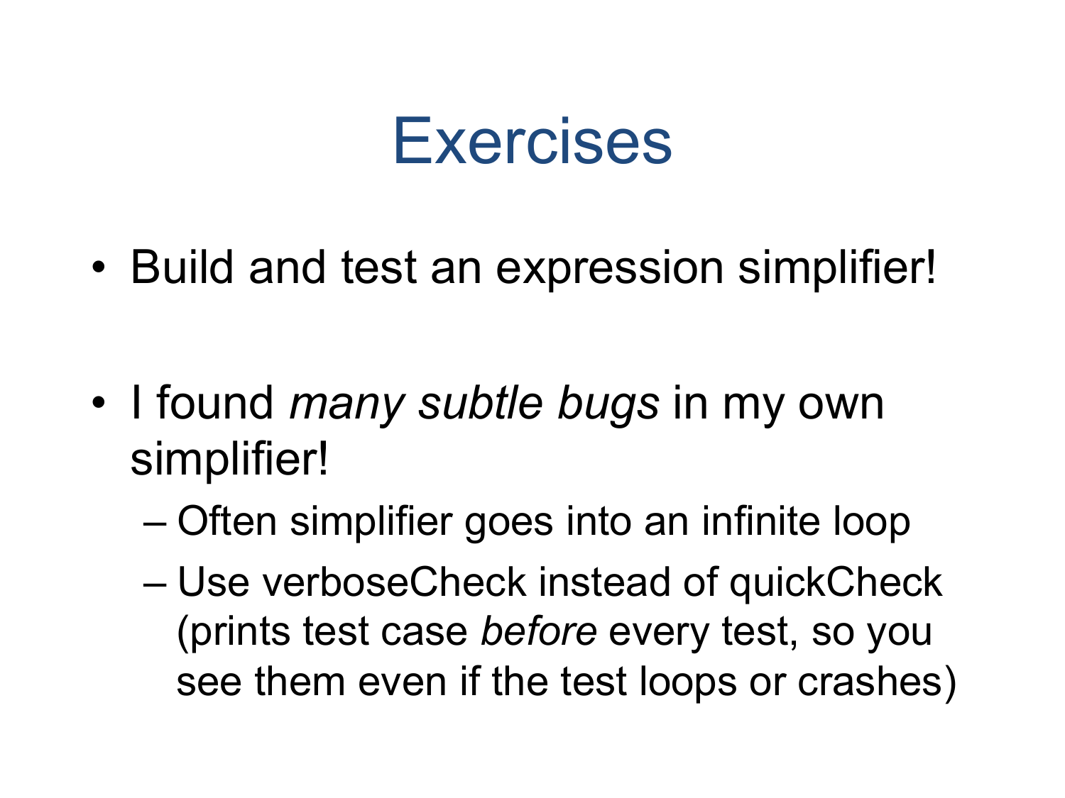# Exercises

- Build and test an expression simplifier!
- I found *many subtle bugs* in my own simplifier!
  - Often simplifier goes into an infinite loop
  - Use verboseCheck instead of quickCheck (prints test case *before* every test, so you see them even if the test loops or crashes)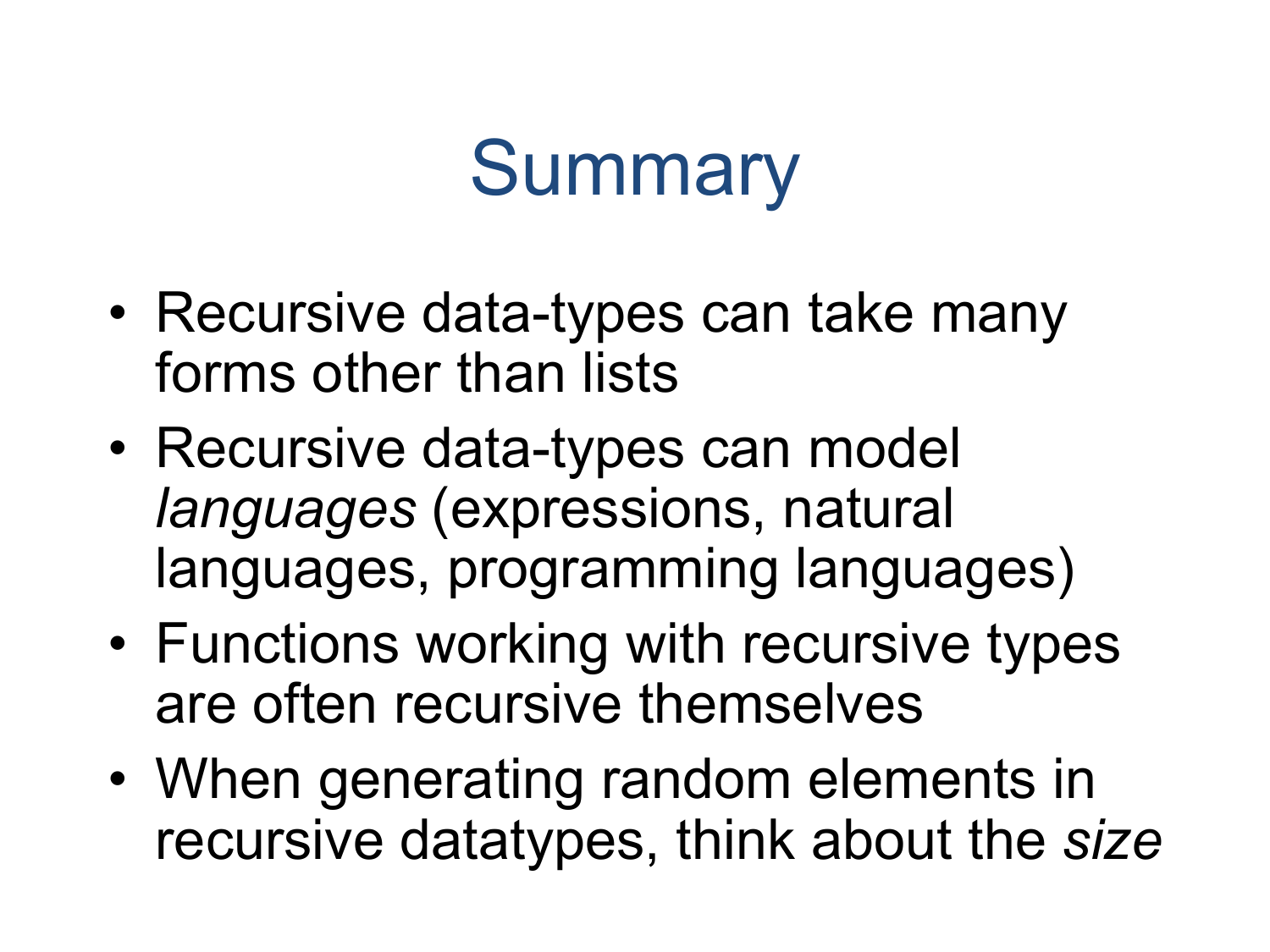# Summary

- Recursive data-types can take many forms other than lists
- Recursive data-types can model *languages* (expressions, natural languages, programming languages)
- Functions working with recursive types are often recursive themselves
- When generating random elements in recursive datatypes, think about the *size*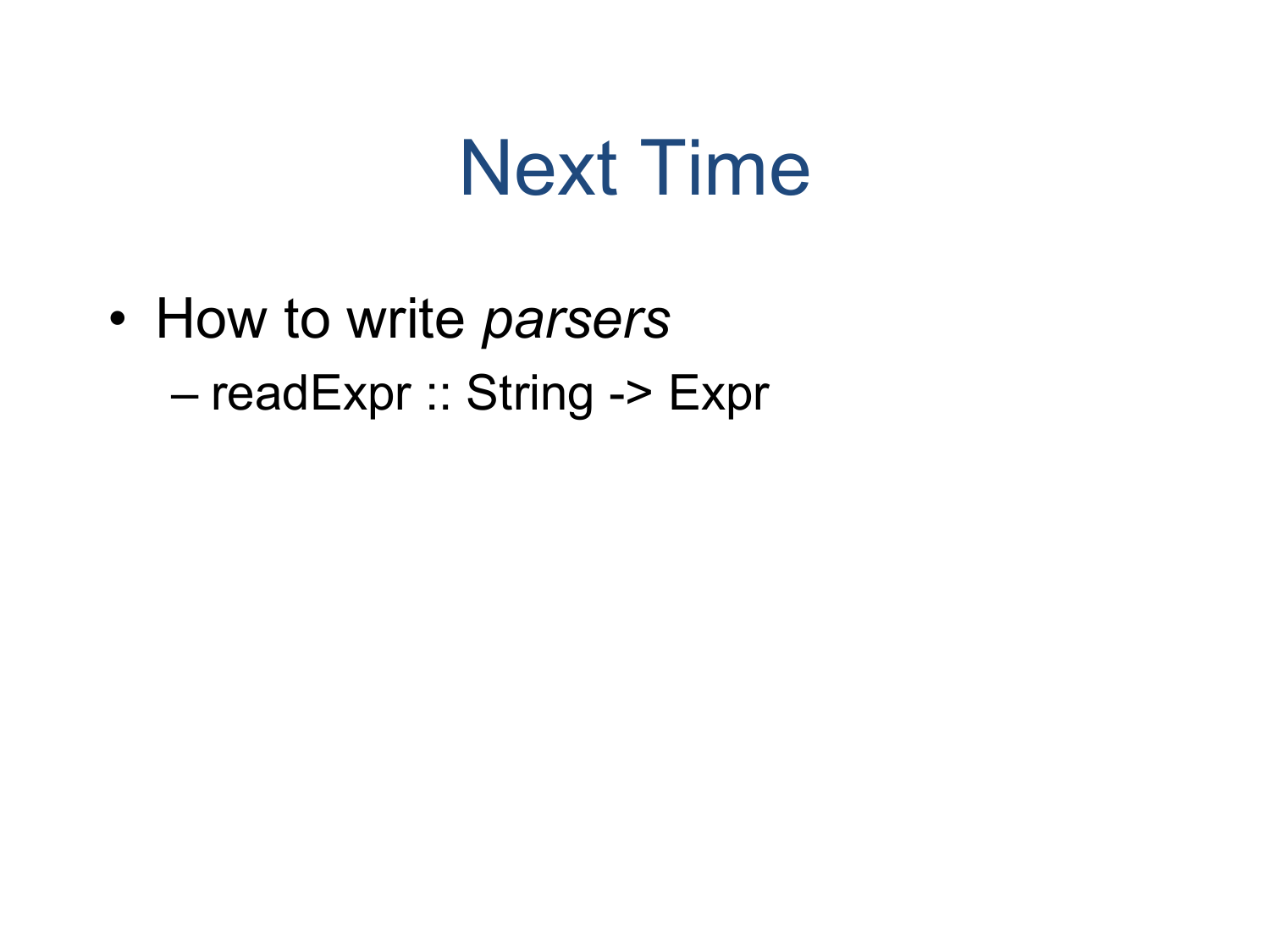# Next Time

- How to write *parsers*
  - readExpr :: String -> Expr